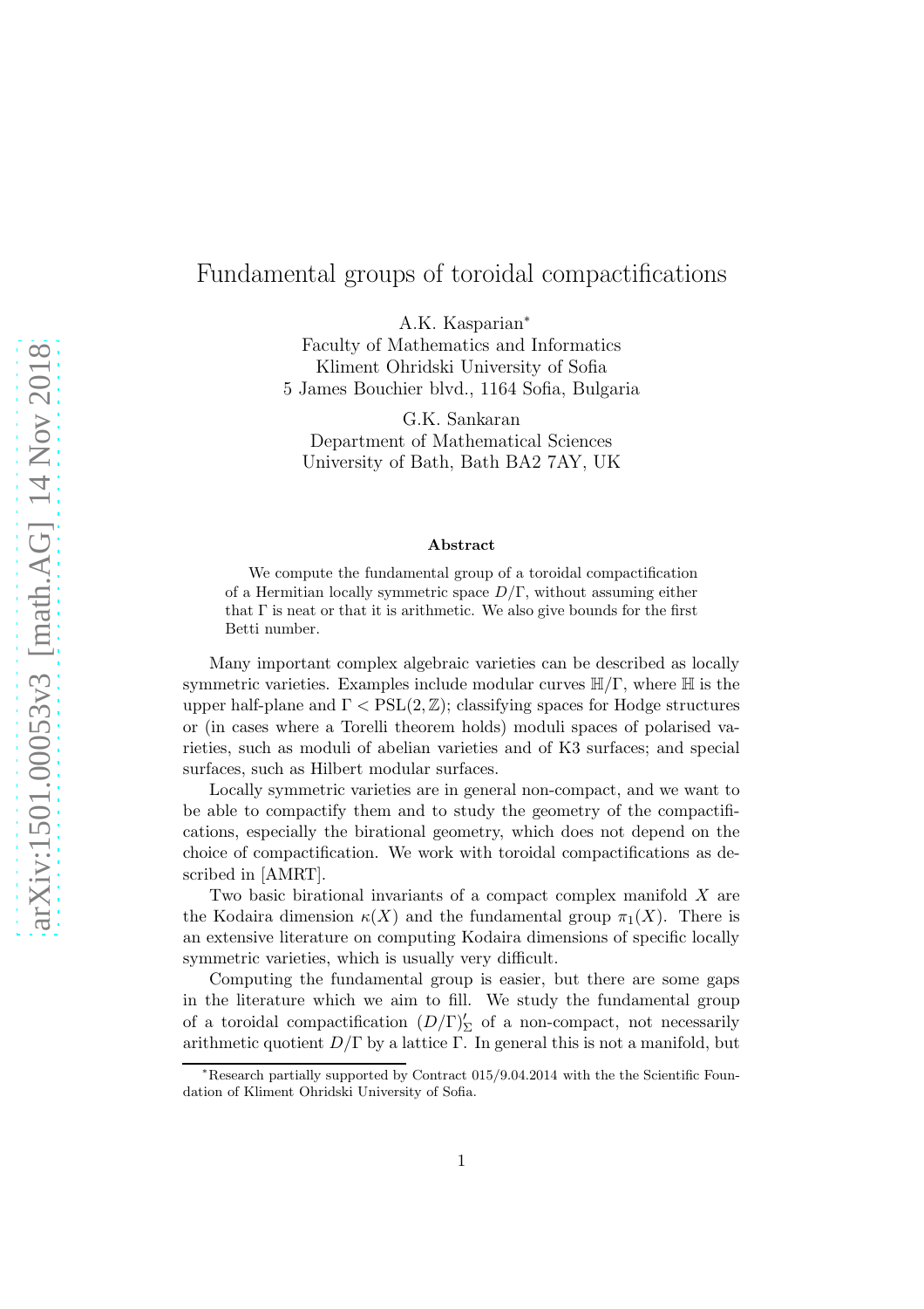# Fundamental groups of toroidal compactifications

A.K. Kasparian*
Faculty of Mathematics and Informatics
Kliment Ohridski University of Sofia
5 James Bouchier blvd., 1164 Sofia, Bulgaria

G.K. Sankaran
Department of Mathematical Sciences
University of Bath, Bath BA2 7AY, UK

## Abstract

We compute the fundamental group of a toroidal compactification of a Hermitian locally symmetric space $D/\Gamma$, without assuming either that $\Gamma$ is neat or that it is arithmetic. We also give bounds for the first Betti number.

Many important complex algebraic varieties can be described as locally symmetric varieties. Examples include modular curves $\mathbb{H}/\Gamma$, where $\mathbb{H}$ is the upper half-plane and $\Gamma < \mathrm{PSL}(2,\mathbb{Z})$; classifying spaces for Hodge structures or (in cases where a Torelli theorem holds) moduli spaces of polarised varieties, such as moduli of abelian varieties and of K3 surfaces; and special surfaces, such as Hilbert modular surfaces.

Locally symmetric varieties are in general non-compact, and we want to be able to compactify them and to study the geometry of the compactifications, especially the birational geometry, which does not depend on the choice of compactification. We work with toroidal compactifications as described in [AMRT].

Two basic birational invariants of a compact complex manifold $X$ are the Kodaira dimension $\kappa(X)$ and the fundamental group $\pi_1(X)$. There is an extensive literature on computing Kodaira dimensions of specific locally symmetric varieties, which is usually very difficult.

Computing the fundamental group is easier, but there are some gaps in the literature which we aim to fill. We study the fundamental group of a toroidal compactification $(D/\Gamma)'_\Sigma$ of a non-compact, not necessarily arithmetic quotient $D/\Gamma$ by a lattice $\Gamma$. In general this is not a manifold, but

*Research partially supported by Contract 015/9.04.2014 with the the Scientific Foundation of Kliment Ohridski University of Sofia.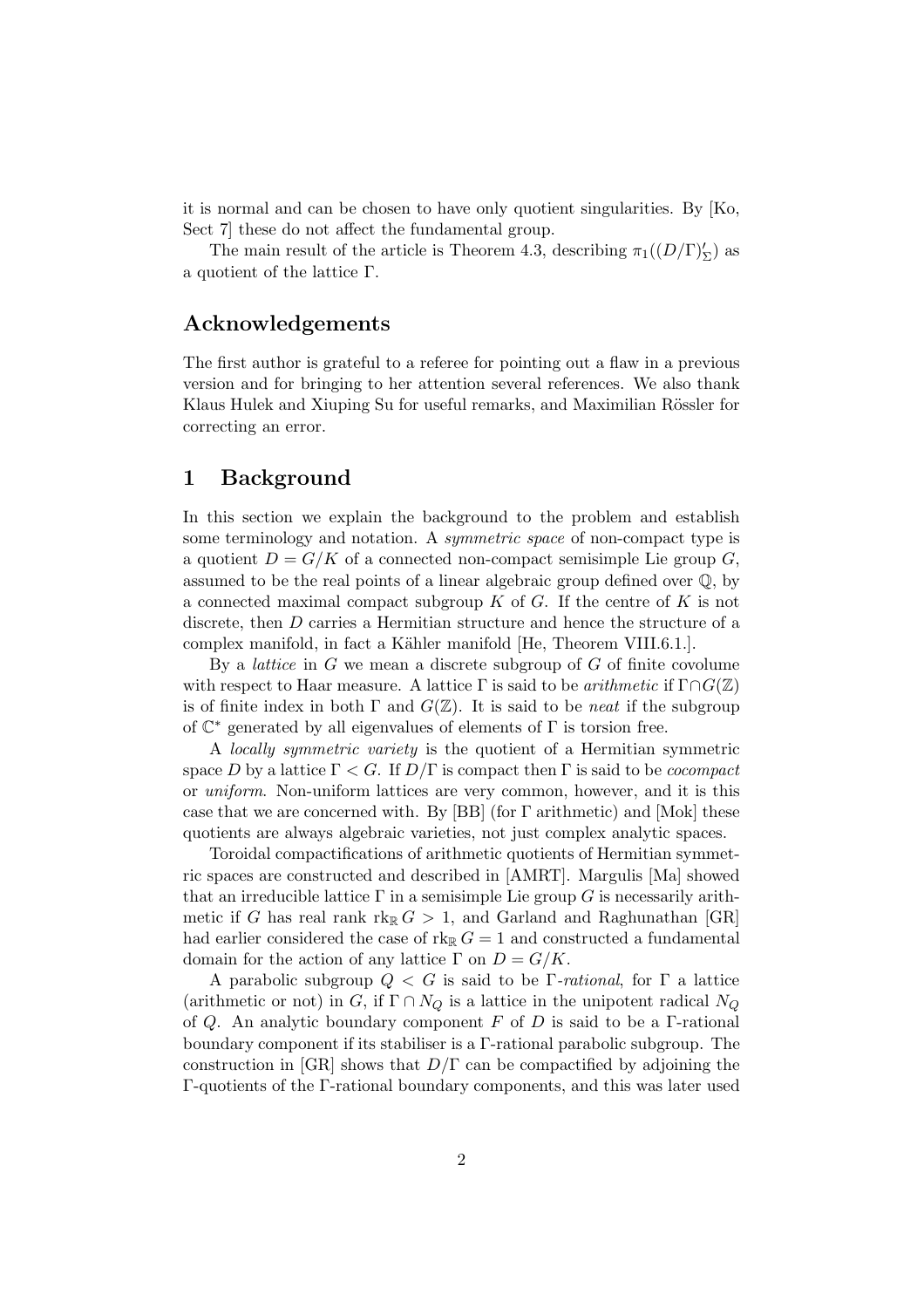it is normal and can be chosen to have only quotient singularities. By [Ko, Sect 7] these do not affect the fundamental group.

The main result of the article is Theorem 4.3, describing $\pi_1((D/\Gamma)'_\Sigma)$ as a quotient of the lattice $\Gamma$.

## Acknowledgements

The first author is grateful to a referee for pointing out a flaw in a previous version and for bringing to her attention several references. We also thank Klaus Hulek and Xiuping Su for useful remarks, and Maximilian Rössler for correcting an error.

## 1 Background

In this section we explain the background to the problem and establish some terminology and notation. A *symmetric space* of non-compact type is a quotient $D = G/K$ of a connected non-compact semisimple Lie group $G$, assumed to be the real points of a linear algebraic group defined over $\mathbb{Q}$, by a connected maximal compact subgroup $K$ of $G$. If the centre of $K$ is not discrete, then $D$ carries a Hermitian structure and hence the structure of a complex manifold, in fact a Kähler manifold [He, Theorem VIII.6.1.].

By a *lattice* in $G$ we mean a discrete subgroup of $G$ of finite covolume with respect to Haar measure. A lattice $\Gamma$ is said to be *arithmetic* if $\Gamma \cap G(\mathbb{Z})$ is of finite index in both $\Gamma$ and $G(\mathbb{Z})$. It is said to be *neat* if the subgroup of $\mathbb{C}^*$ generated by all eigenvalues of elements of $\Gamma$ is torsion free.

A *locally symmetric variety* is the quotient of a Hermitian symmetric space $D$ by a lattice $\Gamma < G$. If $D/\Gamma$ is compact then $\Gamma$ is said to be *cocompact* or *uniform*. Non-uniform lattices are very common, however, and it is this case that we are concerned with. By [BB] (for $\Gamma$ arithmetic) and [Mok] these quotients are always algebraic varieties, not just complex analytic spaces.

Toroidal compactifications of arithmetic quotients of Hermitian symmetric spaces are constructed and described in [AMRT]. Margulis [Ma] showed that an irreducible lattice $\Gamma$ in a semisimple Lie group $G$ is necessarily arithmetic if $G$ has real rank $\operatorname{rk}_{\mathbb{R}} G > 1$, and Garland and Raghunathan [GR] had earlier considered the case of $\operatorname{rk}_{\mathbb{R}} G = 1$ and constructed a fundamental domain for the action of any lattice $\Gamma$ on $D = G/K$.

A parabolic subgroup $Q < G$ is said to be $\Gamma$-*rational*, for $\Gamma$ a lattice (arithmetic or not) in $G$, if $\Gamma \cap N_Q$ is a lattice in the unipotent radical $N_Q$ of $Q$. An analytic boundary component $F$ of $D$ is said to be a $\Gamma$-rational boundary component if its stabiliser is a $\Gamma$-rational parabolic subgroup. The construction in [GR] shows that $D/\Gamma$ can be compactified by adjoining the $\Gamma$-quotients of the $\Gamma$-rational boundary components, and this was later used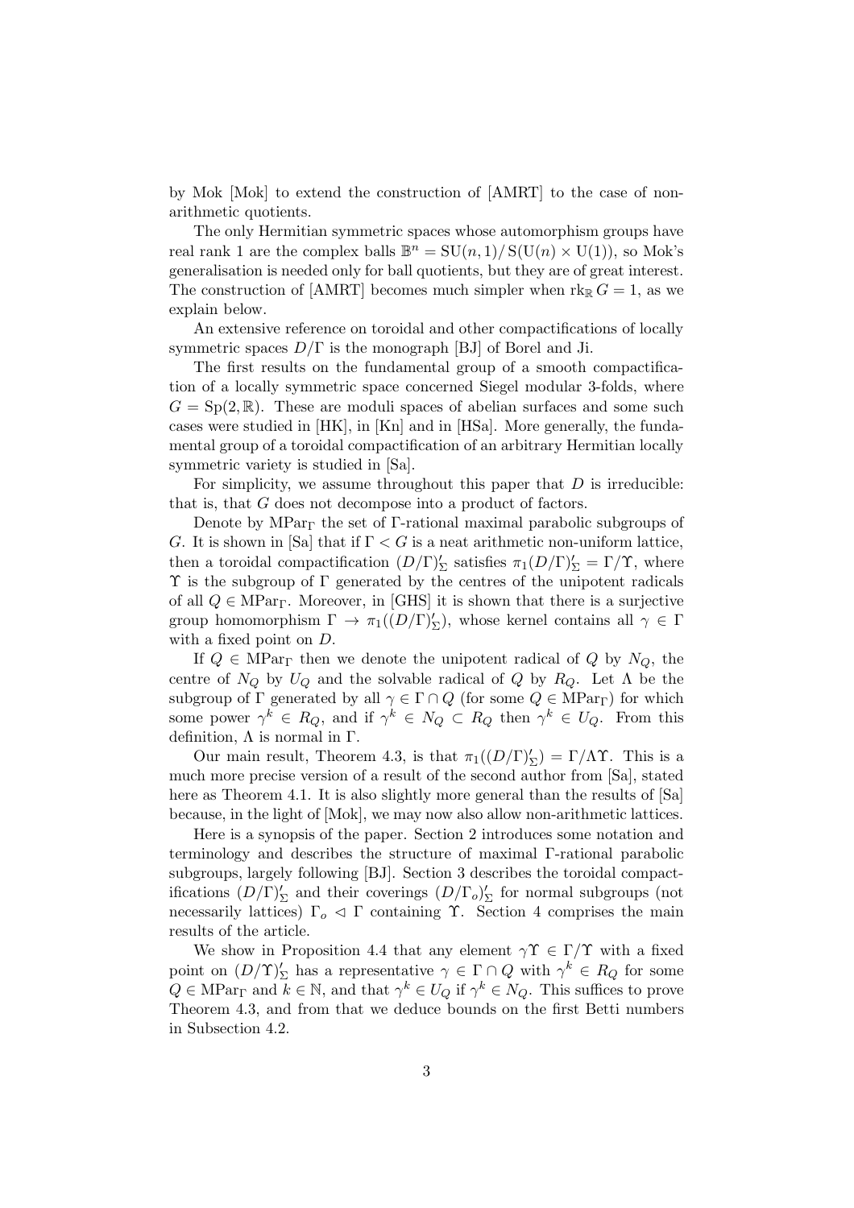by Mok [Mok] to extend the construction of [AMRT] to the case of non-arithmetic quotients.

The only Hermitian symmetric spaces whose automorphism groups have real rank 1 are the complex balls $\mathbb{B}^n = \mathrm{SU}(n,1)/\,\mathrm{S}(\mathrm{U}(n)\times \mathrm{U}(1))$, so Mok's generalisation is needed only for ball quotients, but they are of great interest. The construction of [AMRT] becomes much simpler when $\mathrm{rk}_{\mathbb{R}}\, G = 1$, as we explain below.

An extensive reference on toroidal and other compactifications of locally symmetric spaces $D/\Gamma$ is the monograph [BJ] of Borel and Ji.

The first results on the fundamental group of a smooth compactification of a locally symmetric space concerned Siegel modular 3-folds, where $G = \mathrm{Sp}(2,\mathbb{R})$. These are moduli spaces of abelian surfaces and some such cases were studied in [HK], in [Kn] and in [HSa]. More generally, the fundamental group of a toroidal compactification of an arbitrary Hermitian locally symmetric variety is studied in [Sa].

For simplicity, we assume throughout this paper that $D$ is irreducible: that is, that $G$ does not decompose into a product of factors.

Denote by $\mathrm{MPar}_\Gamma$ the set of $\Gamma$-rational maximal parabolic subgroups of $G$. It is shown in [Sa] that if $\Gamma < G$ is a neat arithmetic non-uniform lattice, then a toroidal compactification $(D/\Gamma)'_\Sigma$ satisfies $\pi_1(D/\Gamma)'_\Sigma = \Gamma/\Upsilon$, where $\Upsilon$ is the subgroup of $\Gamma$ generated by the centres of the unipotent radicals of all $Q \in \mathrm{MPar}_\Gamma$. Moreover, in [GHS] it is shown that there is a surjective group homomorphism $\Gamma \to \pi_1((D/\Gamma)'_\Sigma)$, whose kernel contains all $\gamma \in \Gamma$ with a fixed point on $D$.

If $Q \in \mathrm{MPar}_\Gamma$ then we denote the unipotent radical of $Q$ by $N_Q$, the centre of $N_Q$ by $U_Q$ and the solvable radical of $Q$ by $R_Q$. Let $\Lambda$ be the subgroup of $\Gamma$ generated by all $\gamma \in \Gamma \cap Q$ (for some $Q \in \mathrm{MPar}_\Gamma$) for which some power $\gamma^k \in R_Q$, and if $\gamma^k \in N_Q \subset R_Q$ then $\gamma^k \in U_Q$. From this definition, $\Lambda$ is normal in $\Gamma$.

Our main result, Theorem 4.3, is that $\pi_1((D/\Gamma)'_\Sigma) = \Gamma/\Lambda\Upsilon$. This is a much more precise version of a result of the second author from [Sa], stated here as Theorem 4.1. It is also slightly more general than the results of [Sa] because, in the light of [Mok], we may now also allow non-arithmetic lattices.

Here is a synopsis of the paper. Section 2 introduces some notation and terminology and describes the structure of maximal $\Gamma$-rational parabolic subgroups, largely following [BJ]. Section 3 describes the toroidal compactifications $(D/\Gamma)'_\Sigma$ and their coverings $(D/\Gamma_o)'_\Sigma$ for normal subgroups (not necessarily lattices) $\Gamma_o \lhd \Gamma$ containing $\Upsilon$. Section 4 comprises the main results of the article.

We show in Proposition 4.4 that any element $\gamma\Upsilon \in \Gamma/\Upsilon$ with a fixed point on $(D/\Upsilon)'_\Sigma$ has a representative $\gamma \in \Gamma \cap Q$ with $\gamma^k \in R_Q$ for some $Q \in \mathrm{MPar}_\Gamma$ and $k \in \mathbb{N}$, and that $\gamma^k \in U_Q$ if $\gamma^k \in N_Q$. This suffices to prove Theorem 4.3, and from that we deduce bounds on the first Betti numbers in Subsection 4.2.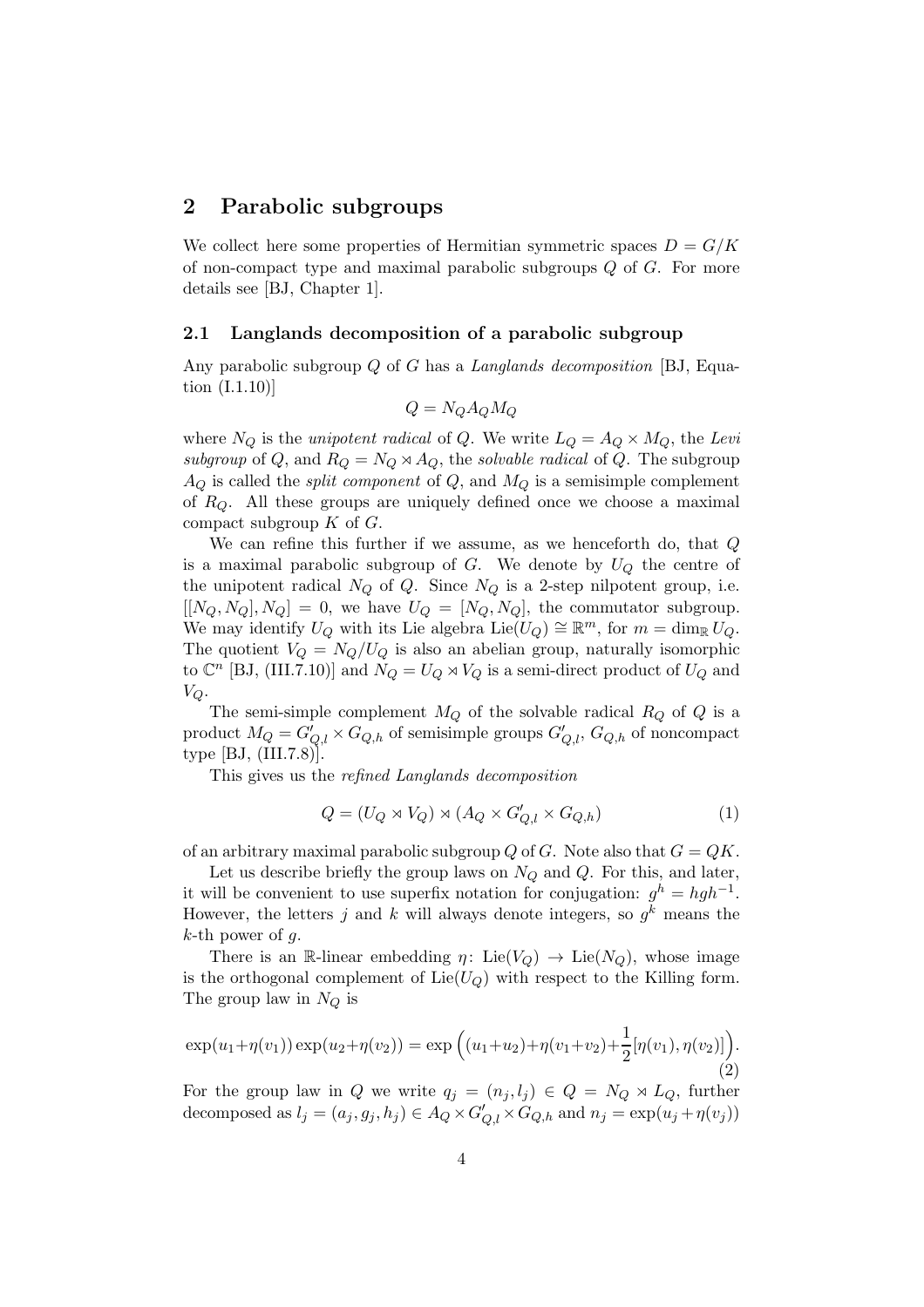## 2 Parabolic subgroups

We collect here some properties of Hermitian symmetric spaces $D = G/K$ of non-compact type and maximal parabolic subgroups $Q$ of $G$. For more details see [BJ, Chapter 1].

### 2.1 Langlands decomposition of a parabolic subgroup

Any parabolic subgroup $Q$ of $G$ has a *Langlands decomposition* [BJ, Equation (I.1.10)]

$$Q = N_Q A_Q M_Q$$

where $N_Q$ is the *unipotent radical* of $Q$. We write $L_Q = A_Q \times M_Q$, the *Levi subgroup* of $Q$, and $R_Q = N_Q \rtimes A_Q$, the *solvable radical* of $Q$. The subgroup $A_Q$ is called the *split component* of $Q$, and $M_Q$ is a semisimple complement of $R_Q$. All these groups are uniquely defined once we choose a maximal compact subgroup $K$ of $G$.

We can refine this further if we assume, as we henceforth do, that $Q$ is a maximal parabolic subgroup of $G$. We denote by $U_Q$ the centre of the unipotent radical $N_Q$ of $Q$. Since $N_Q$ is a 2-step nilpotent group, i.e. $[[N_Q, N_Q], N_Q] = 0$, we have $U_Q = [N_Q, N_Q]$, the commutator subgroup. We may identify $U_Q$ with its Lie algebra $\mathrm{Lie}(U_Q) \cong \mathbb{R}^m$, for $m = \dim_{\mathbb{R}} U_Q$. The quotient $V_Q = N_Q/U_Q$ is also an abelian group, naturally isomorphic to $\mathbb{C}^n$ [BJ, (III.7.10)] and $N_Q = U_Q \rtimes V_Q$ is a semi-direct product of $U_Q$ and $V_Q$.

The semi-simple complement $M_Q$ of the solvable radical $R_Q$ of $Q$ is a product $M_Q = G'_{Q,l} \times G_{Q,h}$ of semisimple groups $G'_{Q,l}$, $G_{Q,h}$ of noncompact type [BJ, (III.7.8)].

This gives us the *refined Langlands decomposition*

$$Q = (U_Q \rtimes V_Q) \rtimes (A_Q \times G'_{Q,l} \times G_{Q,h}) \tag{1}$$

of an arbitrary maximal parabolic subgroup $Q$ of $G$. Note also that $G = QK$.

Let us describe briefly the group laws on $N_Q$ and $Q$. For this, and later, it will be convenient to use superfix notation for conjugation: $g^h = hgh^{-1}$. However, the letters $j$ and $k$ will always denote integers, so $g^k$ means the $k$-th power of $g$.

There is an $\mathbb{R}$-linear embedding $\eta\colon \mathrm{Lie}(V_Q) \to \mathrm{Lie}(N_Q)$, whose image is the orthogonal complement of $\mathrm{Lie}(U_Q)$ with respect to the Killing form. The group law in $N_Q$ is

$$\exp(u_1 + \eta(v_1)) \exp(u_2 + \eta(v_2)) = \exp\Big((u_1 + u_2) + \eta(v_1 + v_2) + \frac{1}{2}[\eta(v_1), \eta(v_2)]\Big). \tag{2}$$

For the group law in $Q$ we write $q_j = (n_j, l_j) \in Q = N_Q \rtimes L_Q$, further decomposed as $l_j = (a_j, g_j, h_j) \in A_Q \times G'_{Q,l} \times G_{Q,h}$ and $n_j = \exp(u_j + \eta(v_j))$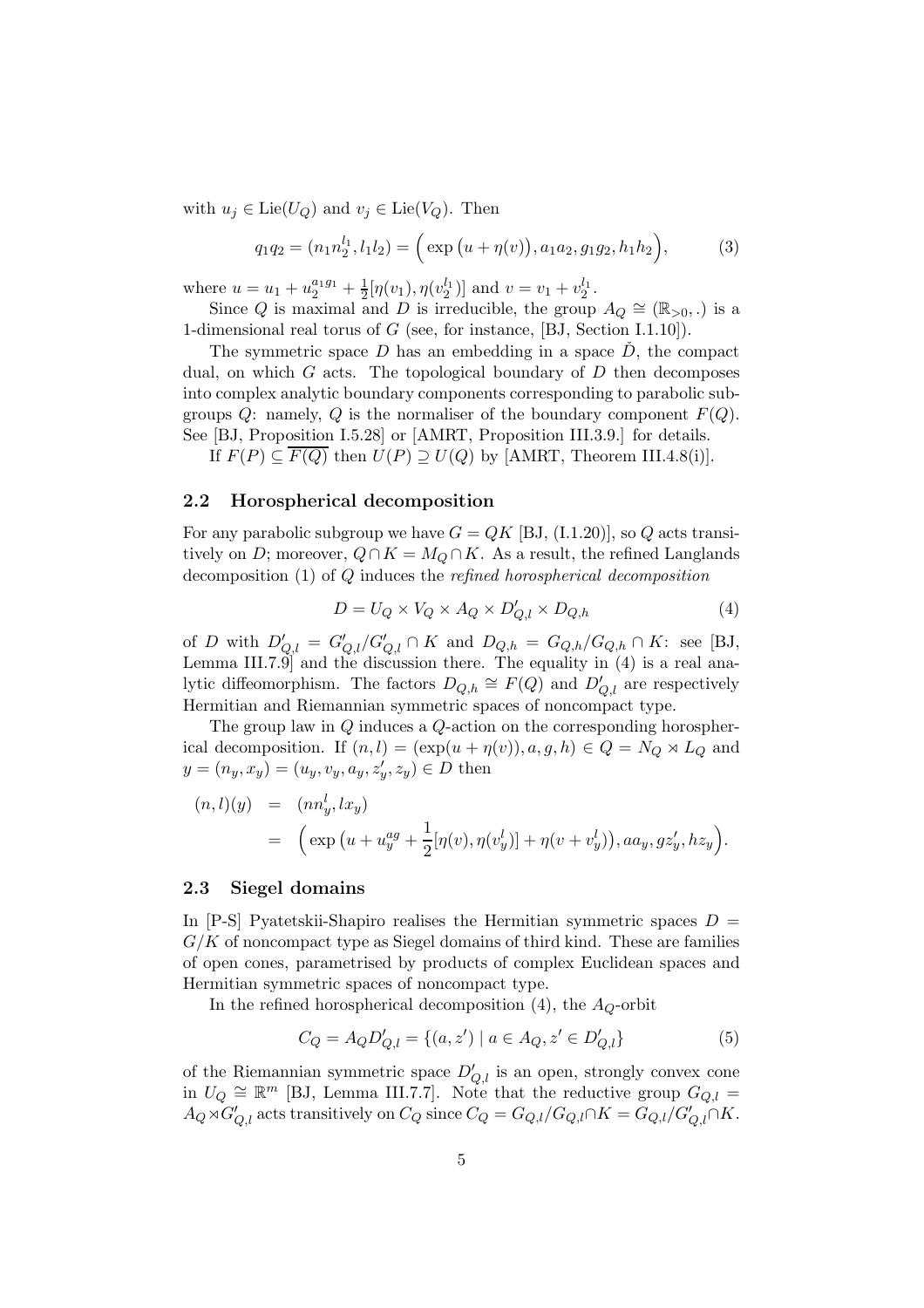with $u_j \in \mathrm{Lie}(U_Q)$ and $v_j \in \mathrm{Lie}(V_Q)$. Then

$$q_1 q_2 = (n_1 n_2^{l_1}, l_1 l_2) = \Big( \exp\big(u + \eta(v)\big), a_1 a_2, g_1 g_2, h_1 h_2 \Big), \tag{3}$$

where $u = u_1 + u_2^{a_1 g_1} + \frac{1}{2}[\eta(v_1), \eta(v_2^{l_1})]$ and $v = v_1 + v_2^{l_1}$.

Since $Q$ is maximal and $D$ is irreducible, the group $A_Q \cong (\mathbb{R}_{>0}, .)$ is a 1-dimensional real torus of $G$ (see, for instance, [BJ, Section I.1.10]).

The symmetric space $D$ has an embedding in a space $\check{D}$, the compact dual, on which $G$ acts. The topological boundary of $D$ then decomposes into complex analytic boundary components corresponding to parabolic subgroups $Q$: namely, $Q$ is the normaliser of the boundary component $F(Q)$. See [BJ, Proposition I.5.28] or [AMRT, Proposition III.3.9.] for details.

If $F(P) \subseteq \overline{F(Q)}$ then $U(P) \supseteq U(Q)$ by [AMRT, Theorem III.4.8(i)].

## 2.2 Horospherical decomposition

For any parabolic subgroup we have $G = QK$ [BJ, (I.1.20)], so $Q$ acts transitively on $D$; moreover, $Q \cap K = M_Q \cap K$. As a result, the refined Langlands decomposition (1) of $Q$ induces the *refined horospherical decomposition*

$$D = U_Q \times V_Q \times A_Q \times D'_{Q,l} \times D_{Q,h} \tag{4}$$

of $D$ with $D'_{Q,l} = G'_{Q,l}/G'_{Q,l} \cap K$ and $D_{Q,h} = G_{Q,h}/G_{Q,h} \cap K$: see [BJ, Lemma III.7.9] and the discussion there. The equality in (4) is a real analytic diffeomorphism. The factors $D_{Q,h} \cong F(Q)$ and $D'_{Q,l}$ are respectively Hermitian and Riemannian symmetric spaces of noncompact type.

The group law in $Q$ induces a $Q$-action on the corresponding horospherical decomposition. If $(n, l) = (\exp(u + \eta(v)), a, g, h) \in Q = N_Q \rtimes L_Q$ and $y = (n_y, x_y) = (u_y, v_y, a_y, z'_y, z_y) \in D$ then

$$\begin{aligned}
(n, l)(y) &= (n n_y^l, l x_y) \\
&= \Big( \exp\big(u + u_y^{ag} + \frac{1}{2}[\eta(v), \eta(v_y^l)] + \eta(v + v_y^l)\big), a a_y, g z'_y, h z_y \Big).
\end{aligned}$$

## 2.3 Siegel domains

In [P-S] Pyatetskii-Shapiro realises the Hermitian symmetric spaces $D = G/K$ of noncompact type as Siegel domains of third kind. These are families of open cones, parametrised by products of complex Euclidean spaces and Hermitian symmetric spaces of noncompact type.

In the refined horospherical decomposition (4), the $A_Q$-orbit

$$C_Q = A_Q D'_{Q,l} = \{(a, z') \mid a \in A_Q, z' \in D'_{Q,l}\} \tag{5}$$

of the Riemannian symmetric space $D'_{Q,l}$ is an open, strongly convex cone in $U_Q \cong \mathbb{R}^m$ [BJ, Lemma III.7.7]. Note that the reductive group $G_{Q,l} = A_Q \rtimes G'_{Q,l}$ acts transitively on $C_Q$ since $C_Q = G_{Q,l}/G_{Q,l} \cap K = G_{Q,l}/G'_{Q,l} \cap K$.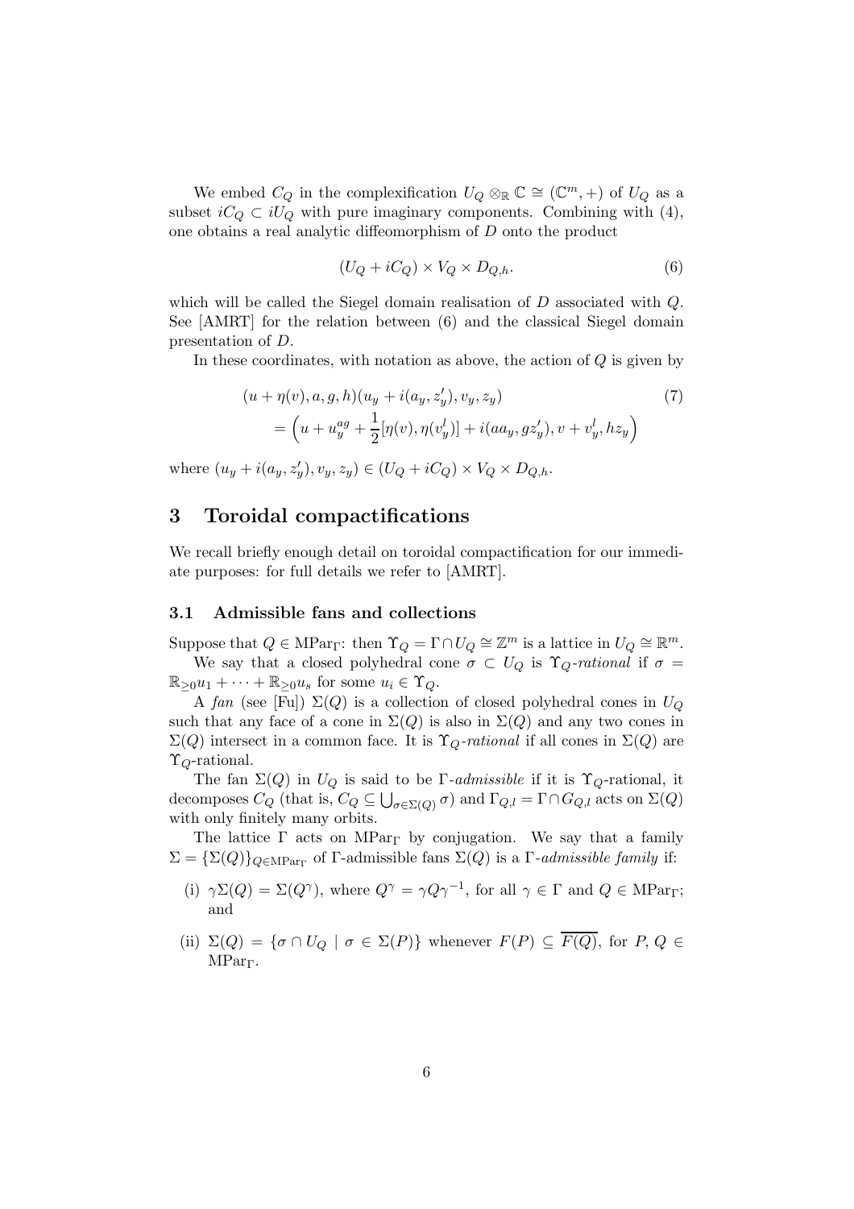We embed $C_Q$ in the complexification $U_Q \otimes_{\mathbb{R}} \mathbb{C} \cong (\mathbb{C}^m, +)$ of $U_Q$ as a subset $iC_Q \subset iU_Q$ with pure imaginary components. Combining with (4), one obtains a real analytic diffeomorphism of $D$ onto the product

$$(U_Q + iC_Q) \times V_Q \times D_{Q,h}. \tag{6}$$

which will be called the Siegel domain realisation of $D$ associated with $Q$. See [AMRT] for the relation between (6) and the classical Siegel domain presentation of $D$.

In these coordinates, with notation as above, the action of $Q$ is given by

$$\begin{aligned}
&(u + \eta(v), a, g, h)(u_y + i(a_y, z'_y), v_y, z_y) \qquad\qquad (7)\\
&= \Big(u + u_y^{ag} + \frac{1}{2}[\eta(v), \eta(v_y^l)] + i(aa_y, gz'_y), v + v_y^l, hz_y\Big)
\end{aligned}$$

where $(u_y + i(a_y, z'_y), v_y, z_y) \in (U_Q + iC_Q) \times V_Q \times D_{Q,h}$.

# 3 Toroidal compactifications

We recall briefly enough detail on toroidal compactification for our immediate purposes: for full details we refer to [AMRT].

## 3.1 Admissible fans and collections

Suppose that $Q \in \mathrm{MPar}_\Gamma$: then $\Upsilon_Q = \Gamma \cap U_Q \cong \mathbb{Z}^m$ is a lattice in $U_Q \cong \mathbb{R}^m$.

We say that a closed polyhedral cone $\sigma \subset U_Q$ is $\Upsilon_Q$-*rational* if $\sigma = \mathbb{R}_{\geq 0}u_1 + \cdots + \mathbb{R}_{\geq 0}u_s$ for some $u_i \in \Upsilon_Q$.

A *fan* (see [Fu]) $\Sigma(Q)$ is a collection of closed polyhedral cones in $U_Q$ such that any face of a cone in $\Sigma(Q)$ is also in $\Sigma(Q)$ and any two cones in $\Sigma(Q)$ intersect in a common face. It is $\Upsilon_Q$-*rational* if all cones in $\Sigma(Q)$ are $\Upsilon_Q$-rational.

The fan $\Sigma(Q)$ in $U_Q$ is said to be $\Gamma$-*admissible* if it is $\Upsilon_Q$-rational, it decomposes $C_Q$ (that is, $C_Q \subseteq \bigcup_{\sigma \in \Sigma(Q)} \sigma$) and $\Gamma_{Q,l} = \Gamma \cap G_{Q,l}$ acts on $\Sigma(Q)$ with only finitely many orbits.

The lattice $\Gamma$ acts on $\mathrm{MPar}_\Gamma$ by conjugation. We say that a family $\Sigma = \{\Sigma(Q)\}_{Q \in \mathrm{MPar}_\Gamma}$ of $\Gamma$-admissible fans $\Sigma(Q)$ is a $\Gamma$-*admissible family* if:

(i) $\gamma\Sigma(Q) = \Sigma(Q^\gamma)$, where $Q^\gamma = \gamma Q \gamma^{-1}$, for all $\gamma \in \Gamma$ and $Q \in \mathrm{MPar}_\Gamma$; and

(ii) $\Sigma(Q) = \{\sigma \cap U_Q \mid \sigma \in \Sigma(P)\}$ whenever $F(P) \subseteq \overline{F(Q)}$, for $P, Q \in \mathrm{MPar}_\Gamma$.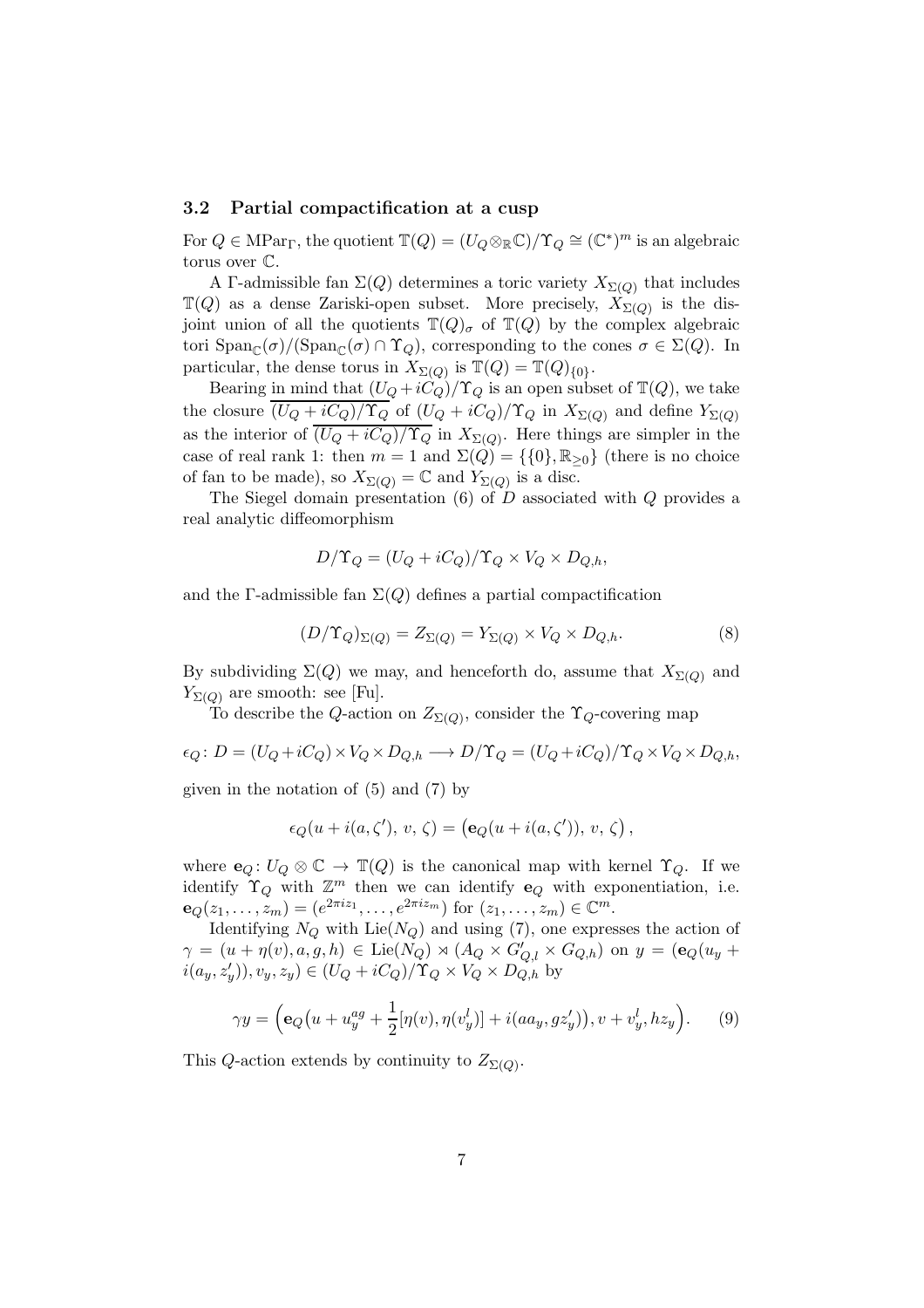### 3.2 Partial compactification at a cusp

For $Q \in \mathrm{MPar}_\Gamma$, the quotient $\mathbb{T}(Q) = (U_Q \otimes_{\mathbb{R}} \mathbb{C})/\Upsilon_Q \cong (\mathbb{C}^*)^m$ is an algebraic torus over $\mathbb{C}$.

A $\Gamma$-admissible fan $\Sigma(Q)$ determines a toric variety $X_{\Sigma(Q)}$ that includes $\mathbb{T}(Q)$ as a dense Zariski-open subset. More precisely, $X_{\Sigma(Q)}$ is the disjoint union of all the quotients $\mathbb{T}(Q)_\sigma$ of $\mathbb{T}(Q)$ by the complex algebraic tori $\mathrm{Span}_{\mathbb{C}}(\sigma)/(\mathrm{Span}_{\mathbb{C}}(\sigma) \cap \Upsilon_Q)$, corresponding to the cones $\sigma \in \Sigma(Q)$. In particular, the dense torus in $X_{\Sigma(Q)}$ is $\mathbb{T}(Q) = \mathbb{T}(Q)_{\{0\}}$.

Bearing in mind that $(U_Q + iC_Q)/\Upsilon_Q$ is an open subset of $\mathbb{T}(Q)$, we take the closure $\overline{(U_Q + iC_Q)/\Upsilon_Q}$ of $(U_Q + iC_Q)/\Upsilon_Q$ in $X_{\Sigma(Q)}$ and define $Y_{\Sigma(Q)}$ as the interior of $\overline{(U_Q + iC_Q)/\Upsilon_Q}$ in $X_{\Sigma(Q)}$. Here things are simpler in the case of real rank 1: then $m = 1$ and $\Sigma(Q) = \{\{0\}, \mathbb{R}_{\geq 0}\}$ (there is no choice of fan to be made), so $X_{\Sigma(Q)} = \mathbb{C}$ and $Y_{\Sigma(Q)}$ is a disc.

The Siegel domain presentation (6) of $D$ associated with $Q$ provides a real analytic diffeomorphism

$$D/\Upsilon_Q = (U_Q + iC_Q)/\Upsilon_Q \times V_Q \times D_{Q,h},$$

and the $\Gamma$-admissible fan $\Sigma(Q)$ defines a partial compactification

$$(D/\Upsilon_Q)_{\Sigma(Q)} = Z_{\Sigma(Q)} = Y_{\Sigma(Q)} \times V_Q \times D_{Q,h}. \tag{8}$$

By subdividing $\Sigma(Q)$ we may, and henceforth do, assume that $X_{\Sigma(Q)}$ and $Y_{\Sigma(Q)}$ are smooth: see [Fu].

To describe the $Q$-action on $Z_{\Sigma(Q)}$, consider the $\Upsilon_Q$-covering map

$$\epsilon_Q \colon D = (U_Q + iC_Q) \times V_Q \times D_{Q,h} \longrightarrow D/\Upsilon_Q = (U_Q + iC_Q)/\Upsilon_Q \times V_Q \times D_{Q,h},$$

given in the notation of (5) and (7) by

$$\epsilon_Q(u + i(a, \zeta'),\, v,\, \zeta) = \left(\mathbf{e}_Q(u + i(a, \zeta')),\, v,\, \zeta\right),$$

where $\mathbf{e}_Q \colon U_Q \otimes \mathbb{C} \to \mathbb{T}(Q)$ is the canonical map with kernel $\Upsilon_Q$. If we identify $\Upsilon_Q$ with $\mathbb{Z}^m$ then we can identify $\mathbf{e}_Q$ with exponentiation, i.e. $\mathbf{e}_Q(z_1, \ldots, z_m) = (e^{2\pi i z_1}, \ldots, e^{2\pi i z_m})$ for $(z_1, \ldots, z_m) \in \mathbb{C}^m$.

Identifying $N_Q$ with $\mathrm{Lie}(N_Q)$ and using (7), one expresses the action of $\gamma = (u + \eta(v), a, g, h) \in \mathrm{Lie}(N_Q) \rtimes (A_Q \times G'_{Q,l} \times G_{Q,h})$ on $y = (\mathbf{e}_Q(u_y + i(a_y, z'_y)), v_y, z_y) \in (U_Q + iC_Q)/\Upsilon_Q \times V_Q \times D_{Q,h}$ by

$$\gamma y = \Big(\mathbf{e}_Q\big(u + u_y^{ag} + \frac{1}{2}[\eta(v), \eta(v_y^l)] + i(aa_y, gz'_y)\big), v + v_y^l, hz_y\Big). \tag{9}$$

This $Q$-action extends by continuity to $Z_{\Sigma(Q)}$.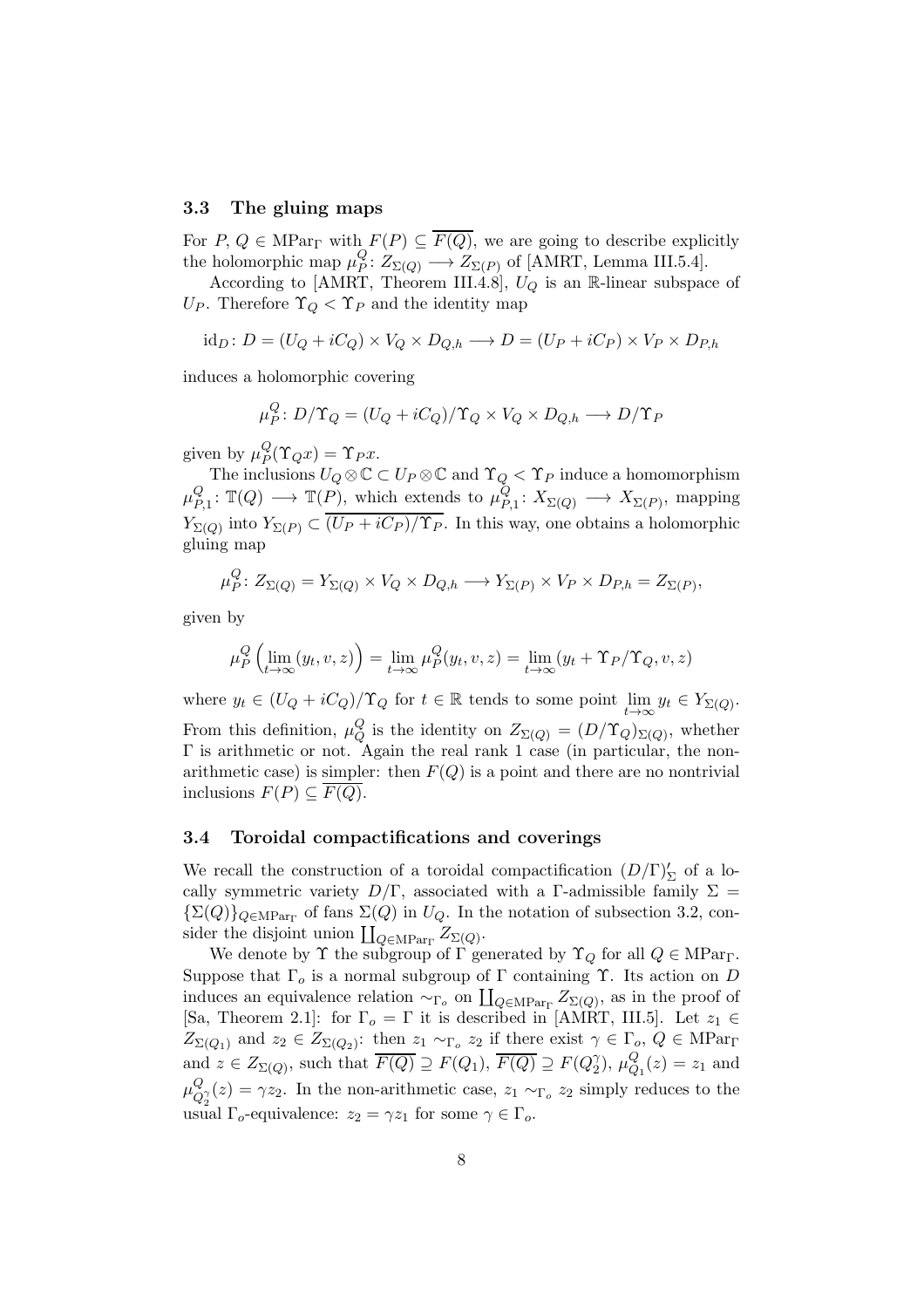### 3.3 The gluing maps

For $P, Q \in \mathrm{MPar}_\Gamma$ with $F(P) \subseteq \overline{F(Q)}$, we are going to describe explicitly the holomorphic map $\mu_P^Q \colon Z_{\Sigma(Q)} \longrightarrow Z_{\Sigma(P)}$ of [AMRT, Lemma III.5.4].

According to [AMRT, Theorem III.4.8], $U_Q$ is an $\mathbb{R}$-linear subspace of $U_P$. Therefore $\Upsilon_Q < \Upsilon_P$ and the identity map

$$\mathrm{id}_D \colon D = (U_Q + iC_Q) \times V_Q \times D_{Q,h} \longrightarrow D = (U_P + iC_P) \times V_P \times D_{P,h}$$

induces a holomorphic covering

$$\mu_P^Q \colon D/\Upsilon_Q = (U_Q + iC_Q)/\Upsilon_Q \times V_Q \times D_{Q,h} \longrightarrow D/\Upsilon_P$$

given by $\mu_P^Q(\Upsilon_Q x) = \Upsilon_P x$.

The inclusions $U_Q \otimes \mathbb{C} \subset U_P \otimes \mathbb{C}$ and $\Upsilon_Q < \Upsilon_P$ induce a homomorphism $\mu_{P,1}^Q \colon \mathbb{T}(Q) \longrightarrow \mathbb{T}(P)$, which extends to $\mu_{P,1}^Q \colon X_{\Sigma(Q)} \longrightarrow X_{\Sigma(P)}$, mapping $Y_{\Sigma(Q)}$ into $Y_{\Sigma(P)} \subset \overline{(U_P + iC_P)/\Upsilon_P}$. In this way, one obtains a holomorphic gluing map

$$\mu_P^Q \colon Z_{\Sigma(Q)} = Y_{\Sigma(Q)} \times V_Q \times D_{Q,h} \longrightarrow Y_{\Sigma(P)} \times V_P \times D_{P,h} = Z_{\Sigma(P)},$$

given by

$$\mu_P^Q \left( \lim_{t \to \infty} (y_t, v, z) \right) = \lim_{t \to \infty} \mu_P^Q(y_t, v, z) = \lim_{t \to \infty} (y_t + \Upsilon_P/\Upsilon_Q, v, z)$$

where $y_t \in (U_Q + iC_Q)/\Upsilon_Q$ for $t \in \mathbb{R}$ tends to some point $\lim_{t\to\infty} y_t \in Y_{\Sigma(Q)}$. From this definition, $\mu_Q^Q$ is the identity on $Z_{\Sigma(Q)} = (D/\Upsilon_Q)_{\Sigma(Q)}$, whether $\Gamma$ is arithmetic or not. Again the real rank 1 case (in particular, the non-arithmetic case) is simpler: then $F(Q)$ is a point and there are no nontrivial inclusions $F(P) \subseteq \overline{F(Q)}$.

### 3.4 Toroidal compactifications and coverings

We recall the construction of a toroidal compactification $(D/\Gamma)'_\Sigma$ of a locally symmetric variety $D/\Gamma$, associated with a $\Gamma$-admissible family $\Sigma = \{\Sigma(Q)\}_{Q \in \mathrm{MPar}_\Gamma}$ of fans $\Sigma(Q)$ in $U_Q$. In the notation of subsection 3.2, consider the disjoint union $\coprod_{Q \in \mathrm{MPar}_\Gamma} Z_{\Sigma(Q)}$.

We denote by $\Upsilon$ the subgroup of $\Gamma$ generated by $\Upsilon_Q$ for all $Q \in \mathrm{MPar}_\Gamma$. Suppose that $\Gamma_o$ is a normal subgroup of $\Gamma$ containing $\Upsilon$. Its action on $D$ induces an equivalence relation $\sim_{\Gamma_o}$ on $\coprod_{Q \in \mathrm{MPar}_\Gamma} Z_{\Sigma(Q)}$, as in the proof of [Sa, Theorem 2.1]: for $\Gamma_o = \Gamma$ it is described in [AMRT, III.5]. Let $z_1 \in Z_{\Sigma(Q_1)}$ and $z_2 \in Z_{\Sigma(Q_2)}$: then $z_1 \sim_{\Gamma_o} z_2$ if there exist $\gamma \in \Gamma_o$, $Q \in \mathrm{MPar}_\Gamma$ and $z \in Z_{\Sigma(Q)}$, such that $\overline{F(Q)} \supseteq F(Q_1)$, $\overline{F(Q)} \supseteq F(Q_2^\gamma)$, $\mu_{Q_1}^Q(z) = z_1$ and $\mu_{Q_2^\gamma}^Q(z) = \gamma z_2$. In the non-arithmetic case, $z_1 \sim_{\Gamma_o} z_2$ simply reduces to the usual $\Gamma_o$-equivalence: $z_2 = \gamma z_1$ for some $\gamma \in \Gamma_o$.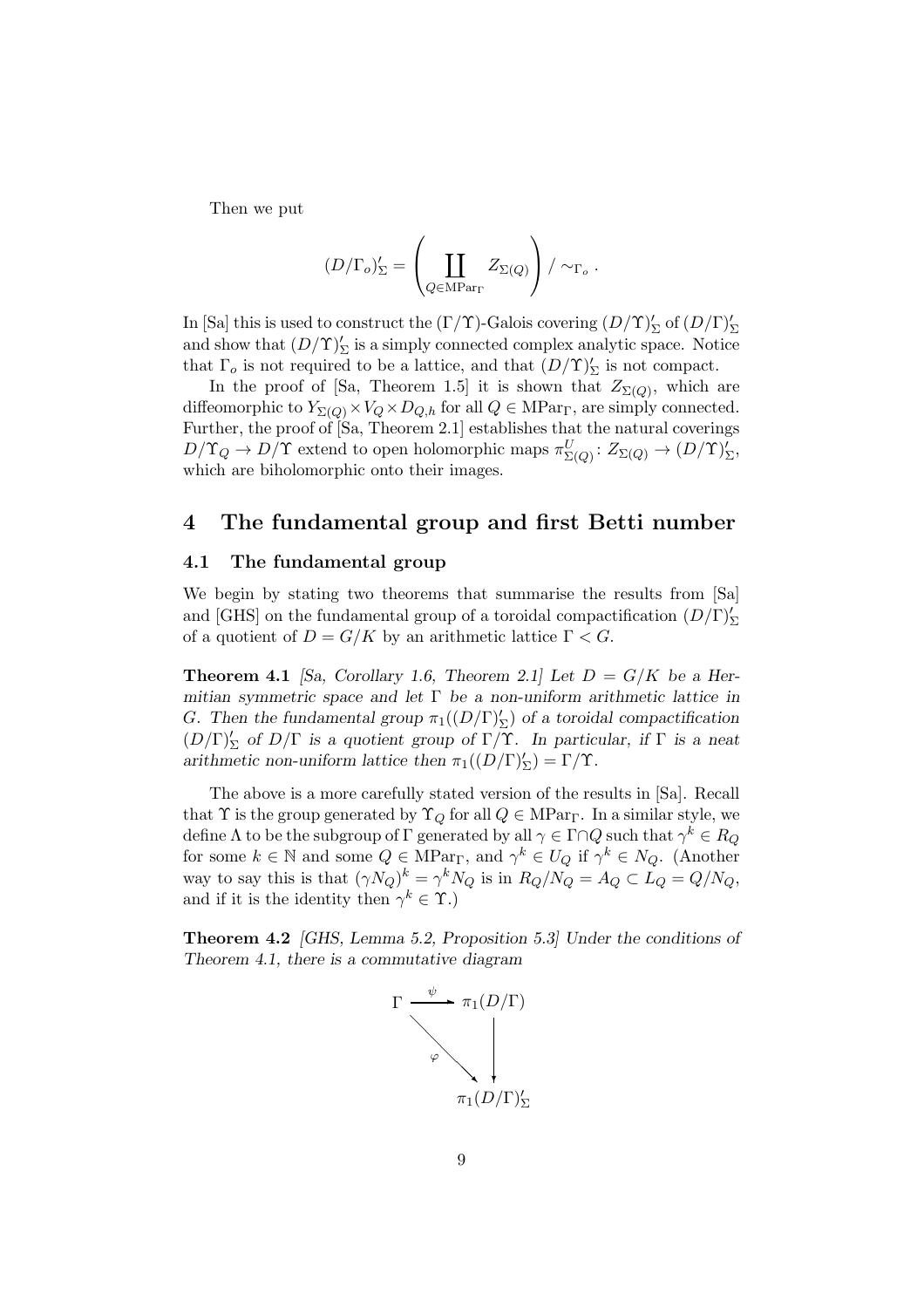Then we put

$$(D/\Gamma_o)'_\Sigma = \left( \coprod_{Q \in \mathrm{MPar}_\Gamma} Z_{\Sigma(Q)} \right) / \sim_{\Gamma_o}.$$

In [Sa] this is used to construct the $(\Gamma/\Upsilon)$-Galois covering $(D/\Upsilon)'_\Sigma$ of $(D/\Gamma)'_\Sigma$ and show that $(D/\Upsilon)'_\Sigma$ is a simply connected complex analytic space. Notice that $\Gamma_o$ is not required to be a lattice, and that $(D/\Upsilon)'_\Sigma$ is not compact.

In the proof of [Sa, Theorem 1.5] it is shown that $Z_{\Sigma(Q)}$, which are diffeomorphic to $Y_{\Sigma(Q)} \times V_Q \times D_{Q,h}$ for all $Q \in \mathrm{MPar}_\Gamma$, are simply connected. Further, the proof of [Sa, Theorem 2.1] establishes that the natural coverings $D/\Upsilon_Q \to D/\Upsilon$ extend to open holomorphic maps $\pi^U_{\Sigma(Q)} \colon Z_{\Sigma(Q)} \to (D/\Upsilon)'_\Sigma$, which are biholomorphic onto their images.

## 4 The fundamental group and first Betti number

### 4.1 The fundamental group

We begin by stating two theorems that summarise the results from [Sa] and [GHS] on the fundamental group of a toroidal compactification $(D/\Gamma)'_\Sigma$ of a quotient of $D = G/K$ by an arithmetic lattice $\Gamma < G$.

**Theorem 4.1** *[Sa, Corollary 1.6, Theorem 2.1] Let $D = G/K$ be a Hermitian symmetric space and let $\Gamma$ be a non-uniform arithmetic lattice in $G$. Then the fundamental group $\pi_1((D/\Gamma)'_\Sigma)$ of a toroidal compactification $(D/\Gamma)'_\Sigma$ of $D/\Gamma$ is a quotient group of $\Gamma/\Upsilon$. In particular, if $\Gamma$ is a neat arithmetic non-uniform lattice then $\pi_1((D/\Gamma)'_\Sigma) = \Gamma/\Upsilon$.*

The above is a more carefully stated version of the results in [Sa]. Recall that $\Upsilon$ is the group generated by $\Upsilon_Q$ for all $Q \in \mathrm{MPar}_\Gamma$. In a similar style, we define $\Lambda$ to be the subgroup of $\Gamma$ generated by all $\gamma \in \Gamma \cap Q$ such that $\gamma^k \in R_Q$ for some $k \in \mathbb{N}$ and some $Q \in \mathrm{MPar}_\Gamma$, and $\gamma^k \in U_Q$ if $\gamma^k \in N_Q$. (Another way to say this is that $(\gamma N_Q)^k = \gamma^k N_Q$ is in $R_Q/N_Q = A_Q \subset L_Q = Q/N_Q$, and if it is the identity then $\gamma^k \in \Upsilon$.)

**Theorem 4.2** *[GHS, Lemma 5.2, Proposition 5.3] Under the conditions of Theorem 4.1, there is a commutative diagram*

$$\begin{array}{ccc} \Gamma & \xrightarrow{\psi} & \pi_1(D/\Gamma) \\ & \searrow^{\varphi} & \downarrow \\ & & \pi_1(D/\Gamma)'_\Sigma \end{array}$$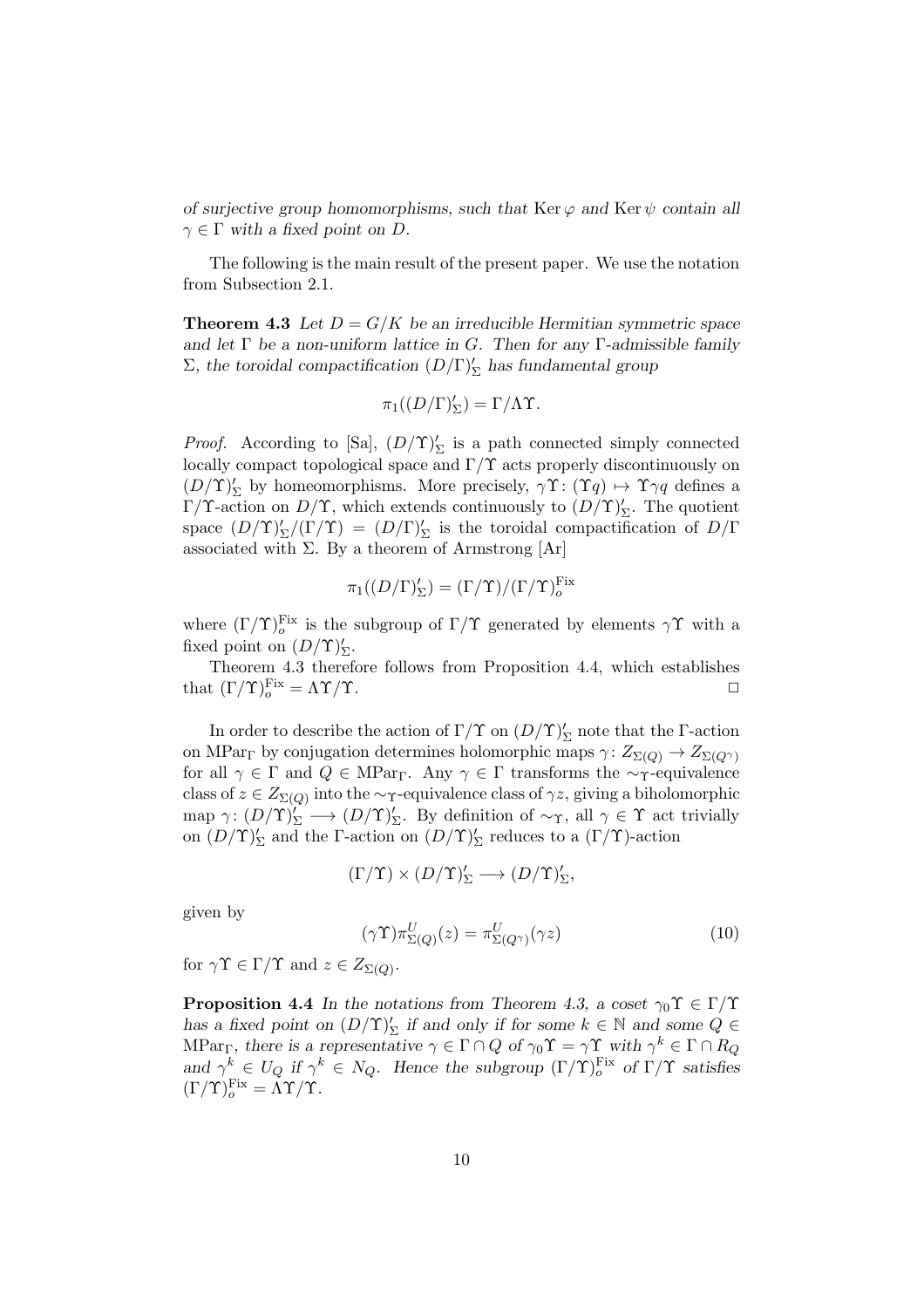*of surjective group homomorphisms, such that* $\operatorname{Ker}\varphi$ *and* $\operatorname{Ker}\psi$ *contain all* $\gamma \in \Gamma$ *with a fixed point on* $D$.

The following is the main result of the present paper. We use the notation from Subsection 2.1.

**Theorem 4.3** *Let* $D = G/K$ *be an irreducible Hermitian symmetric space and let* $\Gamma$ *be a non-uniform lattice in* $G$. *Then for any* $\Gamma$*-admissible family* $\Sigma$, *the toroidal compactification* $(D/\Gamma)'_\Sigma$ *has fundamental group*

$$\pi_1((D/\Gamma)'_\Sigma) = \Gamma/\Lambda\Upsilon.$$

*Proof.* According to [Sa], $(D/\Upsilon)'_\Sigma$ is a path connected simply connected locally compact topological space and $\Gamma/\Upsilon$ acts properly discontinuously on $(D/\Upsilon)'_\Sigma$ by homeomorphisms. More precisely, $\gamma\Upsilon\colon (\Upsilon q) \mapsto \Upsilon\gamma q$ defines a $\Gamma/\Upsilon$-action on $D/\Upsilon$, which extends continuously to $(D/\Upsilon)'_\Sigma$. The quotient space $(D/\Upsilon)'_\Sigma/(\Gamma/\Upsilon) = (D/\Gamma)'_\Sigma$ is the toroidal compactification of $D/\Gamma$ associated with $\Sigma$. By a theorem of Armstrong [Ar]

$$\pi_1((D/\Gamma)'_\Sigma) = (\Gamma/\Upsilon)/(\Gamma/\Upsilon)^{\mathrm{Fix}}_o$$

where $(\Gamma/\Upsilon)^{\mathrm{Fix}}_o$ is the subgroup of $\Gamma/\Upsilon$ generated by elements $\gamma\Upsilon$ with a fixed point on $(D/\Upsilon)'_\Sigma$.

Theorem 4.3 therefore follows from Proposition 4.4, which establishes that $(\Gamma/\Upsilon)^{\mathrm{Fix}}_o = \Lambda\Upsilon/\Upsilon$. $\square$

In order to describe the action of $\Gamma/\Upsilon$ on $(D/\Upsilon)'_\Sigma$ note that the $\Gamma$-action on $\mathrm{MPar}_\Gamma$ by conjugation determines holomorphic maps $\gamma\colon Z_{\Sigma(Q)} \to Z_{\Sigma(Q^\gamma)}$ for all $\gamma \in \Gamma$ and $Q \in \mathrm{MPar}_\Gamma$. Any $\gamma \in \Gamma$ transforms the $\sim_\Upsilon$-equivalence class of $z \in Z_{\Sigma(Q)}$ into the $\sim_\Upsilon$-equivalence class of $\gamma z$, giving a biholomorphic map $\gamma\colon (D/\Upsilon)'_\Sigma \longrightarrow (D/\Upsilon)'_\Sigma$. By definition of $\sim_\Upsilon$, all $\gamma \in \Upsilon$ act trivially on $(D/\Upsilon)'_\Sigma$ and the $\Gamma$-action on $(D/\Upsilon)'_\Sigma$ reduces to a $(\Gamma/\Upsilon)$-action

$$(\Gamma/\Upsilon) \times (D/\Upsilon)'_\Sigma \longrightarrow (D/\Upsilon)'_\Sigma,$$

given by

$$(\gamma\Upsilon)\pi^U_{\Sigma(Q)}(z) = \pi^U_{\Sigma(Q^\gamma)}(\gamma z) \tag{10}$$

for $\gamma\Upsilon \in \Gamma/\Upsilon$ and $z \in Z_{\Sigma(Q)}$.

**Proposition 4.4** *In the notations from Theorem 4.3, a coset* $\gamma_0\Upsilon \in \Gamma/\Upsilon$ *has a fixed point on* $(D/\Upsilon)'_\Sigma$ *if and only if for some* $k \in \mathbb{N}$ *and some* $Q \in \mathrm{MPar}_\Gamma$, *there is a representative* $\gamma \in \Gamma \cap Q$ *of* $\gamma_0\Upsilon = \gamma\Upsilon$ *with* $\gamma^k \in \Gamma \cap R_Q$ *and* $\gamma^k \in U_Q$ *if* $\gamma^k \in N_Q$. *Hence the subgroup* $(\Gamma/\Upsilon)^{\mathrm{Fix}}_o$ *of* $\Gamma/\Upsilon$ *satisfies* $(\Gamma/\Upsilon)^{\mathrm{Fix}}_o = \Lambda\Upsilon/\Upsilon$.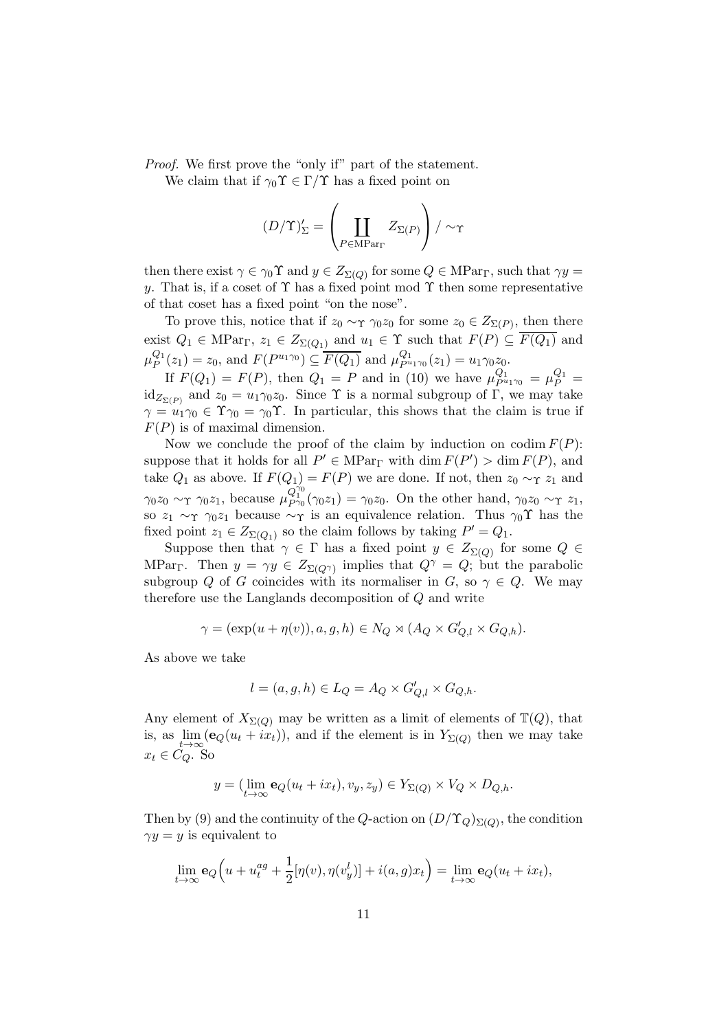*Proof.* We first prove the "only if" part of the statement.

We claim that if $\gamma_0\Upsilon \in \Gamma/\Upsilon$ has a fixed point on

$$(D/\Upsilon)'_\Sigma = \left(\coprod_{P\in \mathrm{MPar}_\Gamma} Z_{\Sigma(P)}\right) / \sim_\Upsilon$$

then there exist $\gamma \in \gamma_0\Upsilon$ and $y \in Z_{\Sigma(Q)}$ for some $Q \in \mathrm{MPar}_\Gamma$, such that $\gamma y = y$. That is, if a coset of $\Upsilon$ has a fixed point mod $\Upsilon$ then some representative of that coset has a fixed point "on the nose".

To prove this, notice that if $z_0 \sim_\Upsilon \gamma_0 z_0$ for some $z_0 \in Z_{\Sigma(P)}$, then there exist $Q_1 \in \mathrm{MPar}_\Gamma$, $z_1 \in Z_{\Sigma(Q_1)}$ and $u_1 \in \Upsilon$ such that $F(P) \subseteq \overline{F(Q_1)}$ and $\mu_P^{Q_1}(z_1) = z_0$, and $F(P^{u_1\gamma_0}) \subseteq \overline{F(Q_1)}$ and $\mu_{P^{u_1\gamma_0}}^{Q_1}(z_1) = u_1\gamma_0 z_0$.

If $F(Q_1) = F(P)$, then $Q_1 = P$ and in (10) we have $\mu_{P^{u_1\gamma_0}}^{Q_1} = \mu_P^{Q_1} = \mathrm{id}_{Z_{\Sigma(P)}}$ and $z_0 = u_1\gamma_0 z_0$. Since $\Upsilon$ is a normal subgroup of $\Gamma$, we may take $\gamma = u_1\gamma_0 \in \Upsilon\gamma_0 = \gamma_0\Upsilon$. In particular, this shows that the claim is true if $F(P)$ is of maximal dimension.

Now we conclude the proof of the claim by induction on $\operatorname{codim} F(P)$: suppose that it holds for all $P' \in \mathrm{MPar}_\Gamma$ with $\dim F(P') > \dim F(P)$, and take $Q_1$ as above. If $F(Q_1) = F(P)$ we are done. If not, then $z_0 \sim_\Upsilon z_1$ and $\gamma_0 z_0 \sim_\Upsilon \gamma_0 z_1$, because $\mu_{P^{\gamma_0}}^{Q_1^{\gamma_0}}(\gamma_0 z_1) = \gamma_0 z_0$. On the other hand, $\gamma_0 z_0 \sim_\Upsilon z_1$, so $z_1 \sim_\Upsilon \gamma_0 z_1$ because $\sim_\Upsilon$ is an equivalence relation. Thus $\gamma_0\Upsilon$ has the fixed point $z_1 \in Z_{\Sigma(Q_1)}$ so the claim follows by taking $P' = Q_1$.

Suppose then that $\gamma \in \Gamma$ has a fixed point $y \in Z_{\Sigma(Q)}$ for some $Q \in \mathrm{MPar}_\Gamma$. Then $y = \gamma y \in Z_{\Sigma(Q^\gamma)}$ implies that $Q^\gamma = Q$; but the parabolic subgroup $Q$ of $G$ coincides with its normaliser in $G$, so $\gamma \in Q$. We may therefore use the Langlands decomposition of $Q$ and write

$$\gamma = (\exp(u + \eta(v)), a, g, h) \in N_Q \rtimes (A_Q \times G'_{Q,l} \times G_{Q,h}).$$

As above we take

$$l = (a, g, h) \in L_Q = A_Q \times G'_{Q,l} \times G_{Q,h}.$$

Any element of $X_{\Sigma(Q)}$ may be written as a limit of elements of $\mathbb{T}(Q)$, that is, as $\lim_{t\to\infty}(\mathbf{e}_Q(u_t + ix_t))$, and if the element is in $Y_{\Sigma(Q)}$ then we may take $x_t \in C_Q$. So

$$y = (\lim_{t\to\infty} \mathbf{e}_Q(u_t + ix_t), v_y, z_y) \in Y_{\Sigma(Q)} \times V_Q \times D_{Q,h}.$$

Then by (9) and the continuity of the $Q$-action on $(D/\Upsilon_Q)_{\Sigma(Q)}$, the condition $\gamma y = y$ is equivalent to

$$\lim_{t\to\infty} \mathbf{e}_Q\Big(u + u_t^{ag} + \frac{1}{2}[\eta(v), \eta(v_y^l)] + i(a,g)x_t\Big) = \lim_{t\to\infty} \mathbf{e}_Q(u_t + ix_t),$$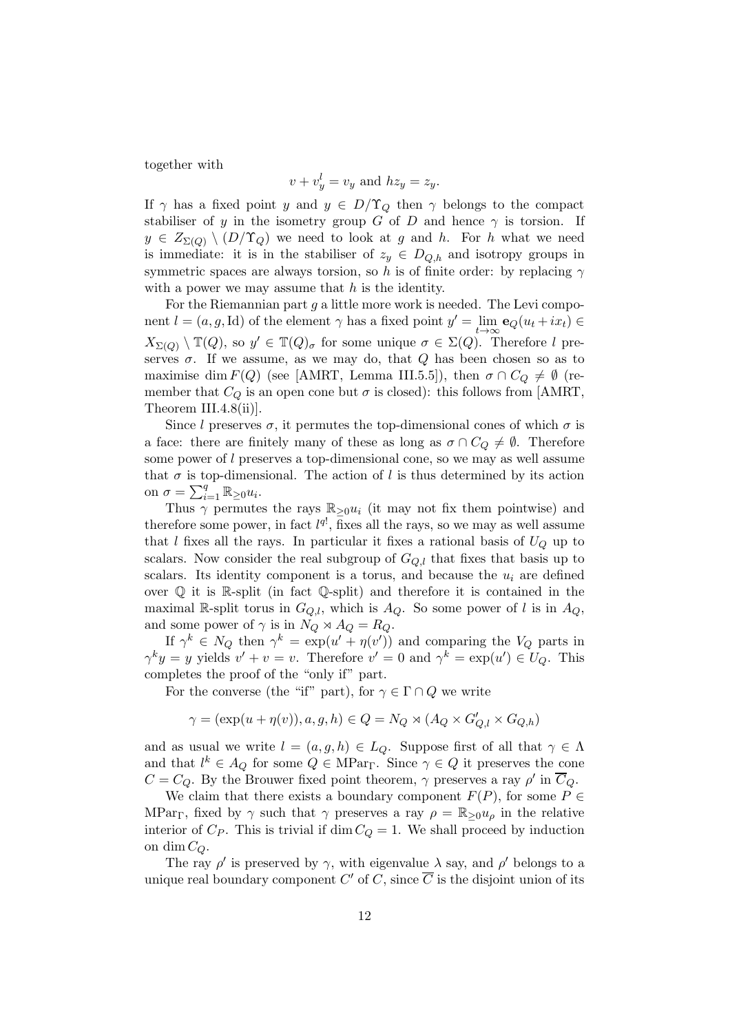together with

$$v + v_y^l = v_y \text{ and } hz_y = z_y.$$

If $\gamma$ has a fixed point $y$ and $y \in D/\Upsilon_Q$ then $\gamma$ belongs to the compact stabiliser of $y$ in the isometry group $G$ of $D$ and hence $\gamma$ is torsion. If $y \in Z_{\Sigma(Q)} \setminus (D/\Upsilon_Q)$ we need to look at $g$ and $h$. For $h$ what we need is immediate: it is in the stabiliser of $z_y \in D_{Q,h}$ and isotropy groups in symmetric spaces are always torsion, so $h$ is of finite order: by replacing $\gamma$ with a power we may assume that $h$ is the identity.

For the Riemannian part $g$ a little more work is needed. The Levi component $l = (a, g, \mathrm{Id})$ of the element $\gamma$ has a fixed point $y' = \lim_{t\to\infty} \mathbf{e}_Q(u_t + ix_t) \in X_{\Sigma(Q)} \setminus \mathbb{T}(Q)$, so $y' \in \mathbb{T}(Q)_\sigma$ for some unique $\sigma \in \Sigma(Q)$. Therefore $l$ preserves $\sigma$. If we assume, as we may do, that $Q$ has been chosen so as to maximise $\dim F(Q)$ (see [AMRT, Lemma III.5.5]), then $\sigma \cap C_Q \neq \emptyset$ (remember that $C_Q$ is an open cone but $\sigma$ is closed): this follows from [AMRT, Theorem III.4.8(ii)].

Since $l$ preserves $\sigma$, it permutes the top-dimensional cones of which $\sigma$ is a face: there are finitely many of these as long as $\sigma \cap C_Q \neq \emptyset$. Therefore some power of $l$ preserves a top-dimensional cone, so we may as well assume that $\sigma$ is top-dimensional. The action of $l$ is thus determined by its action on $\sigma = \sum_{i=1}^q \mathbb{R}_{\geq 0} u_i$.

Thus $\gamma$ permutes the rays $\mathbb{R}_{\geq 0} u_i$ (it may not fix them pointwise) and therefore some power, in fact $l^{q!}$, fixes all the rays, so we may as well assume that $l$ fixes all the rays. In particular it fixes a rational basis of $U_Q$ up to scalars. Now consider the real subgroup of $G_{Q,l}$ that fixes that basis up to scalars. Its identity component is a torus, and because the $u_i$ are defined over $\mathbb{Q}$ it is $\mathbb{R}$-split (in fact $\mathbb{Q}$-split) and therefore it is contained in the maximal $\mathbb{R}$-split torus in $G_{Q,l}$, which is $A_Q$. So some power of $l$ is in $A_Q$, and some power of $\gamma$ is in $N_Q \rtimes A_Q = R_Q$.

If $\gamma^k \in N_Q$ then $\gamma^k = \exp(u' + \eta(v'))$ and comparing the $V_Q$ parts in $\gamma^k y = y$ yields $v' + v = v$. Therefore $v' = 0$ and $\gamma^k = \exp(u') \in U_Q$. This completes the proof of the "only if" part.

For the converse (the "if" part), for $\gamma \in \Gamma \cap Q$ we write

$$\gamma = (\exp(u + \eta(v)), a, g, h) \in Q = N_Q \rtimes (A_Q \times G'_{Q,l} \times G_{Q,h})$$

and as usual we write $l = (a, g, h) \in L_Q$. Suppose first of all that $\gamma \in \Lambda$ and that $l^k \in A_Q$ for some $Q \in \mathrm{MPar}_\Gamma$. Since $\gamma \in Q$ it preserves the cone $C = C_Q$. By the Brouwer fixed point theorem, $\gamma$ preserves a ray $\rho'$ in $\overline{C}_Q$.

We claim that there exists a boundary component $F(P)$, for some $P \in \mathrm{MPar}_\Gamma$, fixed by $\gamma$ such that $\gamma$ preserves a ray $\rho = \mathbb{R}_{\geq 0} u_\rho$ in the relative interior of $C_P$. This is trivial if $\dim C_Q = 1$. We shall proceed by induction on $\dim C_Q$.

The ray $\rho'$ is preserved by $\gamma$, with eigenvalue $\lambda$ say, and $\rho'$ belongs to a unique real boundary component $C'$ of $C$, since $\overline{C}$ is the disjoint union of its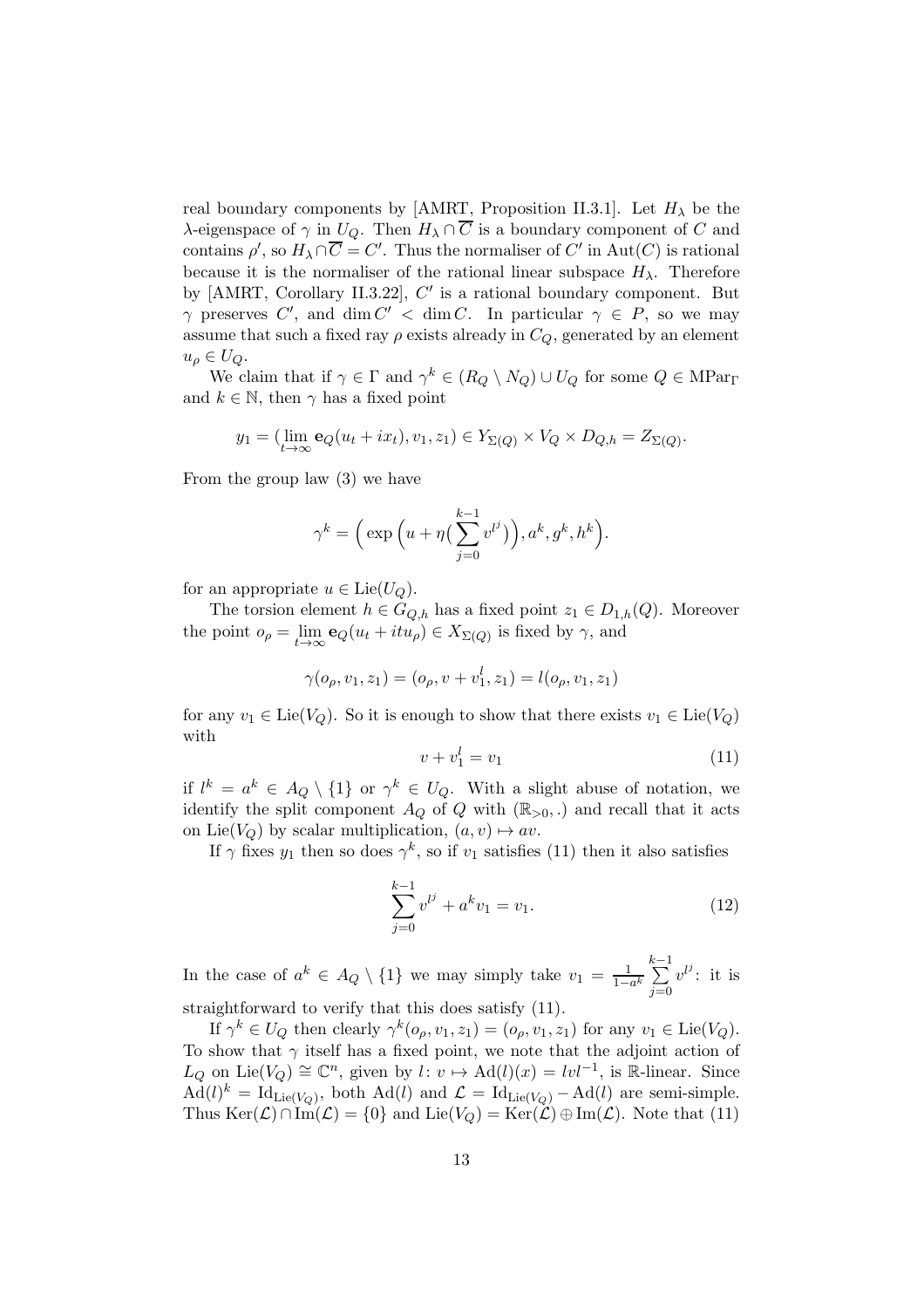real boundary components by [AMRT, Proposition II.3.1]. Let $H_\lambda$ be the $\lambda$-eigenspace of $\gamma$ in $U_Q$. Then $H_\lambda \cap \overline{C}$ is a boundary component of $C$ and contains $\rho'$, so $H_\lambda \cap \overline{C} = C'$. Thus the normaliser of $C'$ in $\mathrm{Aut}(C)$ is rational because it is the normaliser of the rational linear subspace $H_\lambda$. Therefore by [AMRT, Corollary II.3.22], $C'$ is a rational boundary component. But $\gamma$ preserves $C'$, and $\dim C' < \dim C$. In particular $\gamma \in P$, so we may assume that such a fixed ray $\rho$ exists already in $C_Q$, generated by an element $u_\rho \in U_Q$.

We claim that if $\gamma \in \Gamma$ and $\gamma^k \in (R_Q \setminus N_Q) \cup U_Q$ for some $Q \in \mathrm{MPar}_\Gamma$ and $k \in \mathbb{N}$, then $\gamma$ has a fixed point

$$y_1 = (\lim_{t\to\infty} \mathbf{e}_Q(u_t + ix_t), v_1, z_1) \in Y_{\Sigma(Q)} \times V_Q \times D_{Q,h} = Z_{\Sigma(Q)}.$$

From the group law (3) we have

$$\gamma^k = \Big( \exp\Big(u + \eta\big(\sum_{j=0}^{k-1} v^{l^j}\big)\Big), a^k, g^k, h^k\Big).$$

for an appropriate $u \in \mathrm{Lie}(U_Q)$.

The torsion element $h \in G_{Q,h}$ has a fixed point $z_1 \in D_{1,h}(Q)$. Moreover the point $o_\rho = \lim_{t\to\infty} \mathbf{e}_Q(u_t + itu_\rho) \in X_{\Sigma(Q)}$ is fixed by $\gamma$, and

$$\gamma(o_\rho, v_1, z_1) = (o_\rho, v + v_1^l, z_1) = l(o_\rho, v_1, z_1)$$

for any $v_1 \in \mathrm{Lie}(V_Q)$. So it is enough to show that there exists $v_1 \in \mathrm{Lie}(V_Q)$ with

$$v + v_1^l = v_1 \tag{11}$$

if $l^k = a^k \in A_Q \setminus \{1\}$ or $\gamma^k \in U_Q$. With a slight abuse of notation, we identify the split component $A_Q$ of $Q$ with $(\mathbb{R}_{>0}, .)$ and recall that it acts on $\mathrm{Lie}(V_Q)$ by scalar multiplication, $(a, v) \mapsto av$.

If $\gamma$ fixes $y_1$ then so does $\gamma^k$, so if $v_1$ satisfies (11) then it also satisfies

$$\sum_{j=0}^{k-1} v^{l^j} + a^k v_1 = v_1. \tag{12}$$

In the case of $a^k \in A_Q \setminus \{1\}$ we may simply take $v_1 = \frac{1}{1-a^k} \sum_{j=0}^{k-1} v^{l^j}$: it is straightforward to verify that this does satisfy (11).

If $\gamma^k \in U_Q$ then clearly $\gamma^k(o_\rho, v_1, z_1) = (o_\rho, v_1, z_1)$ for any $v_1 \in \mathrm{Lie}(V_Q)$. To show that $\gamma$ itself has a fixed point, we note that the adjoint action of $L_Q$ on $\mathrm{Lie}(V_Q) \cong \mathbb{C}^n$, given by $l \colon v \mapsto \mathrm{Ad}(l)(x) = lvl^{-1}$, is $\mathbb{R}$-linear. Since $\mathrm{Ad}(l)^k = \mathrm{Id}_{\mathrm{Lie}(V_Q)}$, both $\mathrm{Ad}(l)$ and $\mathcal{L} = \mathrm{Id}_{\mathrm{Lie}(V_Q)} - \mathrm{Ad}(l)$ are semi-simple. Thus $\mathrm{Ker}(\mathcal{L}) \cap \mathrm{Im}(\mathcal{L}) = \{0\}$ and $\mathrm{Lie}(V_Q) = \mathrm{Ker}(\mathcal{L}) \oplus \mathrm{Im}(\mathcal{L})$. Note that (11)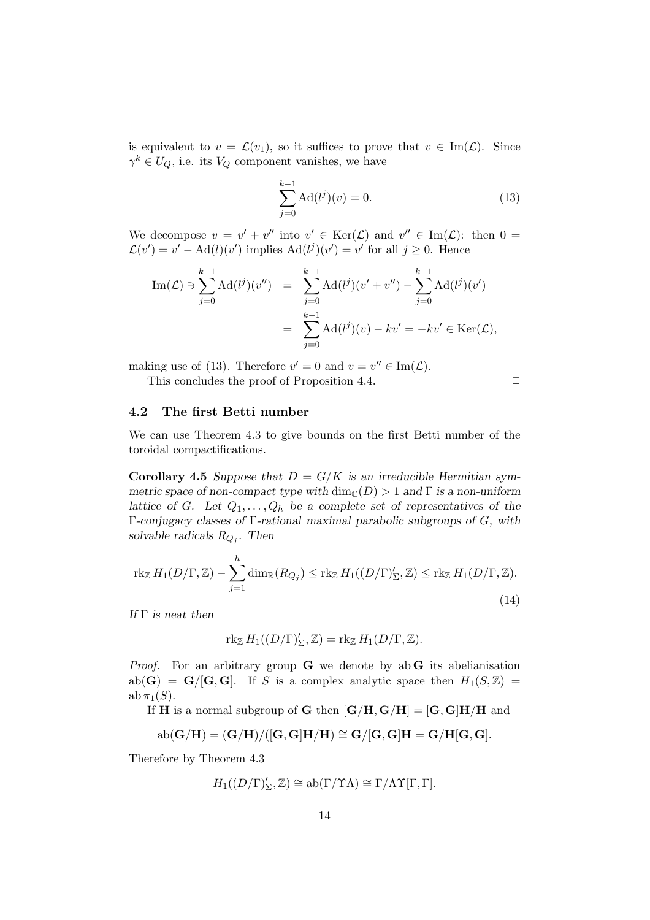is equivalent to $v = \mathcal{L}(v_1)$, so it suffices to prove that $v \in \mathrm{Im}(\mathcal{L})$. Since $\gamma^k \in U_Q$, i.e. its $V_Q$ component vanishes, we have

$$\sum_{j=0}^{k-1} \mathrm{Ad}(l^j)(v) = 0. \tag{13}$$

We decompose $v = v' + v''$ into $v' \in \mathrm{Ker}(\mathcal{L})$ and $v'' \in \mathrm{Im}(\mathcal{L})$: then $0 = \mathcal{L}(v') = v' - \mathrm{Ad}(l)(v')$ implies $\mathrm{Ad}(l^j)(v') = v'$ for all $j \geq 0$. Hence

$$\begin{aligned}
\mathrm{Im}(\mathcal{L}) \ni \sum_{j=0}^{k-1} \mathrm{Ad}(l^j)(v'') &= \sum_{j=0}^{k-1} \mathrm{Ad}(l^j)(v' + v'') - \sum_{j=0}^{k-1} \mathrm{Ad}(l^j)(v') \\
&= \sum_{j=0}^{k-1} \mathrm{Ad}(l^j)(v) - kv' = -kv' \in \mathrm{Ker}(\mathcal{L}),
\end{aligned}$$

making use of (13). Therefore $v' = 0$ and $v = v'' \in \mathrm{Im}(\mathcal{L})$.

This concludes the proof of Proposition 4.4. $\square$

## 4.2 The first Betti number

We can use Theorem 4.3 to give bounds on the first Betti number of the toroidal compactifications.

**Corollary 4.5** *Suppose that $D = G/K$ is an irreducible Hermitian symmetric space of non-compact type with $\dim_{\mathbb{C}}(D) > 1$ and $\Gamma$ is a non-uniform lattice of $G$. Let $Q_1, \ldots, Q_h$ be a complete set of representatives of the $\Gamma$-conjugacy classes of $\Gamma$-rational maximal parabolic subgroups of $G$, with solvable radicals $R_{Q_j}$. Then*

$$\mathrm{rk}_{\mathbb{Z}}\, H_1(D/\Gamma, \mathbb{Z}) - \sum_{j=1}^{h} \dim_{\mathbb{R}}(R_{Q_j}) \leq \mathrm{rk}_{\mathbb{Z}}\, H_1((D/\Gamma)'_\Sigma, \mathbb{Z}) \leq \mathrm{rk}_{\mathbb{Z}}\, H_1(D/\Gamma, \mathbb{Z}). \tag{14}$$

*If $\Gamma$ is neat then*

$$\mathrm{rk}_{\mathbb{Z}}\, H_1((D/\Gamma)'_\Sigma, \mathbb{Z}) = \mathrm{rk}_{\mathbb{Z}}\, H_1(D/\Gamma, \mathbb{Z}).$$

*Proof.* For an arbitrary group $\mathbf{G}$ we denote by $\mathrm{ab}\,\mathbf{G}$ its abelianisation $\mathrm{ab}(\mathbf{G}) = \mathbf{G}/[\mathbf{G}, \mathbf{G}]$. If $S$ is a complex analytic space then $H_1(S, \mathbb{Z}) = \mathrm{ab}\,\pi_1(S)$.

If $\mathbf{H}$ is a normal subgroup of $\mathbf{G}$ then $[\mathbf{G}/\mathbf{H}, \mathbf{G}/\mathbf{H}] = [\mathbf{G}, \mathbf{G}]\mathbf{H}/\mathbf{H}$ and

$$\mathrm{ab}(\mathbf{G}/\mathbf{H}) = (\mathbf{G}/\mathbf{H})/([\mathbf{G}, \mathbf{G}]\mathbf{H}/\mathbf{H}) \cong \mathbf{G}/[\mathbf{G}, \mathbf{G}]\mathbf{H} = \mathbf{G}/\mathbf{H}[\mathbf{G}, \mathbf{G}].$$

Therefore by Theorem 4.3

$$H_1((D/\Gamma)'_\Sigma, \mathbb{Z}) \cong \mathrm{ab}(\Gamma/\Upsilon\Lambda) \cong \Gamma/\Lambda\Upsilon[\Gamma, \Gamma].$$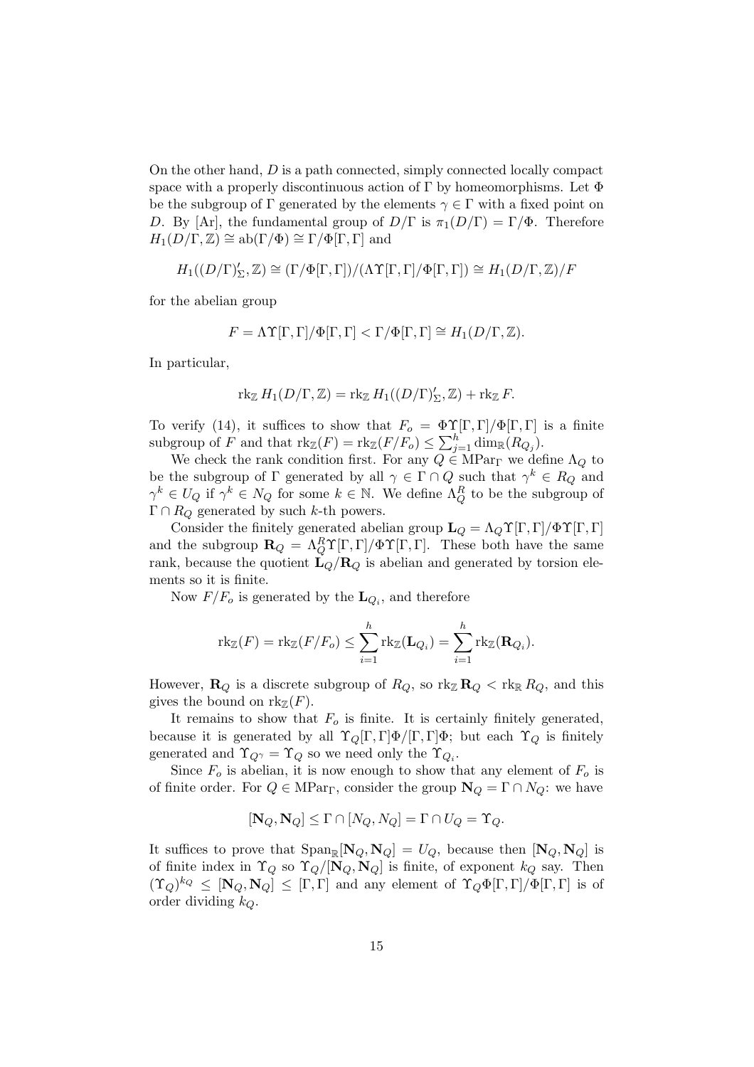On the other hand, $D$ is a path connected, simply connected locally compact space with a properly discontinuous action of $\Gamma$ by homeomorphisms. Let $\Phi$ be the subgroup of $\Gamma$ generated by the elements $\gamma \in \Gamma$ with a fixed point on $D$. By [Ar], the fundamental group of $D/\Gamma$ is $\pi_1(D/\Gamma) = \Gamma/\Phi$. Therefore $H_1(D/\Gamma, \mathbb{Z}) \cong \mathrm{ab}(\Gamma/\Phi) \cong \Gamma/\Phi[\Gamma,\Gamma]$ and

$$H_1((D/\Gamma)'_\Sigma, \mathbb{Z}) \cong (\Gamma/\Phi[\Gamma,\Gamma])/(\Lambda\Upsilon[\Gamma,\Gamma]/\Phi[\Gamma,\Gamma]) \cong H_1(D/\Gamma, \mathbb{Z})/F$$

for the abelian group

$$F = \Lambda\Upsilon[\Gamma,\Gamma]/\Phi[\Gamma,\Gamma] < \Gamma/\Phi[\Gamma,\Gamma] \cong H_1(D/\Gamma, \mathbb{Z}).$$

In particular,

$$\mathrm{rk}_\mathbb{Z}\, H_1(D/\Gamma, \mathbb{Z}) = \mathrm{rk}_\mathbb{Z}\, H_1((D/\Gamma)'_\Sigma, \mathbb{Z}) + \mathrm{rk}_\mathbb{Z}\, F.$$

To verify (14), it suffices to show that $F_o = \Phi\Upsilon[\Gamma,\Gamma]/\Phi[\Gamma,\Gamma]$ is a finite subgroup of $F$ and that $\mathrm{rk}_\mathbb{Z}(F) = \mathrm{rk}_\mathbb{Z}(F/F_o) \leq \sum_{j=1}^h \dim_\mathbb{R}(R_{Q_j})$.

We check the rank condition first. For any $Q \in \mathrm{MPar}_\Gamma$ we define $\Lambda_Q$ to be the subgroup of $\Gamma$ generated by all $\gamma \in \Gamma \cap Q$ such that $\gamma^k \in R_Q$ and $\gamma^k \in U_Q$ if $\gamma^k \in N_Q$ for some $k \in \mathbb{N}$. We define $\Lambda_Q^R$ to be the subgroup of $\Gamma \cap R_Q$ generated by such $k$-th powers.

Consider the finitely generated abelian group $\mathbf{L}_Q = \Lambda_Q\Upsilon[\Gamma,\Gamma]/\Phi\Upsilon[\Gamma,\Gamma]$ and the subgroup $\mathbf{R}_Q = \Lambda_Q^R\Upsilon[\Gamma,\Gamma]/\Phi\Upsilon[\Gamma,\Gamma]$. These both have the same rank, because the quotient $\mathbf{L}_Q/\mathbf{R}_Q$ is abelian and generated by torsion elements so it is finite.

Now $F/F_o$ is generated by the $\mathbf{L}_{Q_i}$, and therefore

$$\mathrm{rk}_\mathbb{Z}(F) = \mathrm{rk}_\mathbb{Z}(F/F_o) \leq \sum_{i=1}^h \mathrm{rk}_\mathbb{Z}(\mathbf{L}_{Q_i}) = \sum_{i=1}^h \mathrm{rk}_\mathbb{Z}(\mathbf{R}_{Q_i}).$$

However, $\mathbf{R}_Q$ is a discrete subgroup of $R_Q$, so $\mathrm{rk}_\mathbb{Z}\,\mathbf{R}_Q < \mathrm{rk}_\mathbb{R}\, R_Q$, and this gives the bound on $\mathrm{rk}_\mathbb{Z}(F)$.

It remains to show that $F_o$ is finite. It is certainly finitely generated, because it is generated by all $\Upsilon_Q[\Gamma,\Gamma]\Phi/[\Gamma,\Gamma]\Phi$; but each $\Upsilon_Q$ is finitely generated and $\Upsilon_{Q^\gamma} = \Upsilon_Q$ so we need only the $\Upsilon_{Q_i}$.

Since $F_o$ is abelian, it is now enough to show that any element of $F_o$ is of finite order. For $Q \in \mathrm{MPar}_\Gamma$, consider the group $\mathbf{N}_Q = \Gamma \cap N_Q$: we have

$$[\mathbf{N}_Q, \mathbf{N}_Q] \leq \Gamma \cap [N_Q, N_Q] = \Gamma \cap U_Q = \Upsilon_Q.$$

It suffices to prove that $\mathrm{Span}_\mathbb{R}[\mathbf{N}_Q, \mathbf{N}_Q] = U_Q$, because then $[\mathbf{N}_Q, \mathbf{N}_Q]$ is of finite index in $\Upsilon_Q$ so $\Upsilon_Q/[\mathbf{N}_Q, \mathbf{N}_Q]$ is finite, of exponent $k_Q$ say. Then $(\Upsilon_Q)^{k_Q} \leq [\mathbf{N}_Q, \mathbf{N}_Q] \leq [\Gamma,\Gamma]$ and any element of $\Upsilon_Q\Phi[\Gamma,\Gamma]/\Phi[\Gamma,\Gamma]$ is of order dividing $k_Q$.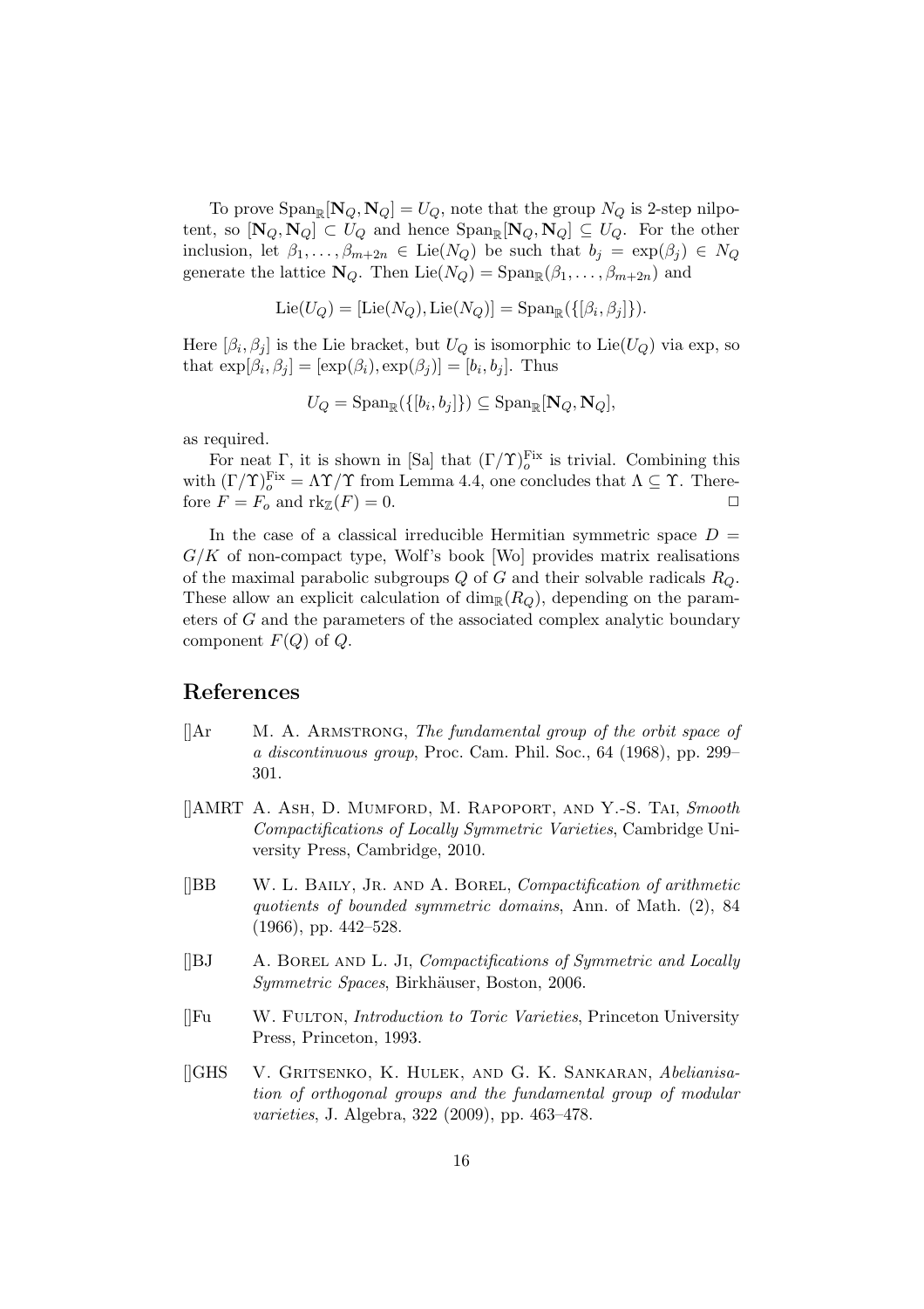To prove $\mathrm{Span}_{\mathbb{R}}[\mathbf{N}_Q, \mathbf{N}_Q] = U_Q$, note that the group $N_Q$ is 2-step nilpotent, so $[\mathbf{N}_Q, \mathbf{N}_Q] \subset U_Q$ and hence $\mathrm{Span}_{\mathbb{R}}[\mathbf{N}_Q, \mathbf{N}_Q] \subseteq U_Q$. For the other inclusion, let $\beta_1, \ldots, \beta_{m+2n} \in \mathrm{Lie}(N_Q)$ be such that $b_j = \exp(\beta_j) \in N_Q$ generate the lattice $\mathbf{N}_Q$. Then $\mathrm{Lie}(N_Q) = \mathrm{Span}_{\mathbb{R}}(\beta_1, \ldots, \beta_{m+2n})$ and

$$\mathrm{Lie}(U_Q) = [\mathrm{Lie}(N_Q), \mathrm{Lie}(N_Q)] = \mathrm{Span}_{\mathbb{R}}(\{[\beta_i, \beta_j]\}).$$

Here $[\beta_i, \beta_j]$ is the Lie bracket, but $U_Q$ is isomorphic to $\mathrm{Lie}(U_Q)$ via exp, so that $\exp[\beta_i, \beta_j] = [\exp(\beta_i), \exp(\beta_j)] = [b_i, b_j]$. Thus

$$U_Q = \mathrm{Span}_{\mathbb{R}}(\{[b_i, b_j]\}) \subseteq \mathrm{Span}_{\mathbb{R}}[\mathbf{N}_Q, \mathbf{N}_Q],$$

as required.

For neat $\Gamma$, it is shown in [Sa] that $(\Gamma/\Upsilon)_o^{\mathrm{Fix}}$ is trivial. Combining this with $(\Gamma/\Upsilon)_o^{\mathrm{Fix}} = \Lambda\Upsilon/\Upsilon$ from Lemma 4.4, one concludes that $\Lambda \subseteq \Upsilon$. Therefore $F = F_o$ and $\mathrm{rk}_{\mathbb{Z}}(F) = 0$. $\square$

In the case of a classical irreducible Hermitian symmetric space $D = G/K$ of non-compact type, Wolf's book [Wo] provides matrix realisations of the maximal parabolic subgroups $Q$ of $G$ and their solvable radicals $R_Q$. These allow an explicit calculation of $\dim_{\mathbb{R}}(R_Q)$, depending on the parameters of $G$ and the parameters of the associated complex analytic boundary component $F(Q)$ of $Q$.

## References

- [Ar] M. A. Armstrong, *The fundamental group of the orbit space of a discontinuous group*, Proc. Cam. Phil. Soc., 64 (1968), pp. 299–301.
- [AMRT] A. Ash, D. Mumford, M. Rapoport, and Y.-S. Tai, *Smooth Compactifications of Locally Symmetric Varieties*, Cambridge University Press, Cambridge, 2010.
- [BB] W. L. Baily, Jr. and A. Borel, *Compactification of arithmetic quotients of bounded symmetric domains*, Ann. of Math. (2), 84 (1966), pp. 442–528.
- [BJ] A. Borel and L. Ji, *Compactifications of Symmetric and Locally Symmetric Spaces*, Birkhäuser, Boston, 2006.
- [Fu] W. Fulton, *Introduction to Toric Varieties*, Princeton University Press, Princeton, 1993.
- [GHS] V. Gritsenko, K. Hulek, and G. K. Sankaran, *Abelianisation of orthogonal groups and the fundamental group of modular varieties*, J. Algebra, 322 (2009), pp. 463–478.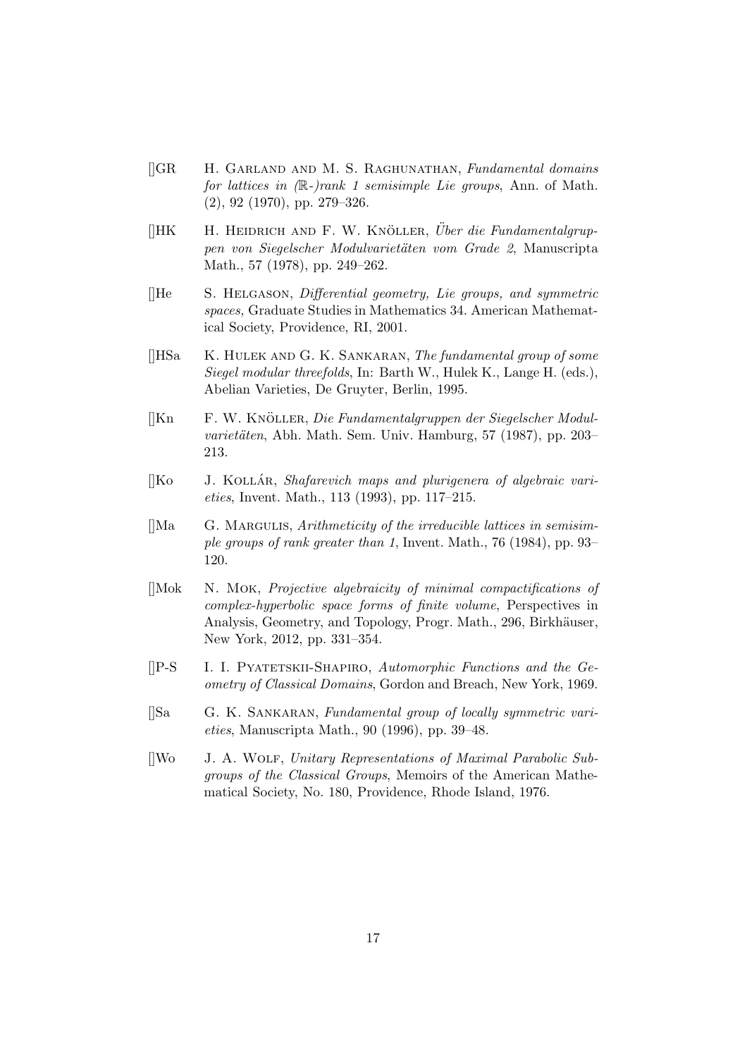[]GR H. Garland and M. S. Raghunathan, *Fundamental domains for lattices in (ℝ-)rank 1 semisimple Lie groups*, Ann. of Math. (2), 92 (1970), pp. 279–326.

[]HK H. Heidrich and F. W. Knöller, *Über die Fundamentalgruppen von Siegelscher Modulvarietäten vom Grade 2*, Manuscripta Math., 57 (1978), pp. 249–262.

[]He S. Helgason, *Differential geometry, Lie groups, and symmetric spaces,* Graduate Studies in Mathematics 34. American Mathematical Society, Providence, RI, 2001.

[]HSa K. Hulek and G. K. Sankaran, *The fundamental group of some Siegel modular threefolds*, In: Barth W., Hulek K., Lange H. (eds.), Abelian Varieties, De Gruyter, Berlin, 1995.

[]Kn F. W. Knöller, *Die Fundamentalgruppen der Siegelscher Modulvarietäten*, Abh. Math. Sem. Univ. Hamburg, 57 (1987), pp. 203–213.

[]Ko J. Kollár, *Shafarevich maps and plurigenera of algebraic varieties*, Invent. Math., 113 (1993), pp. 117–215.

[]Ma G. Margulis, *Arithmeticity of the irreducible lattices in semisimple groups of rank greater than 1*, Invent. Math., 76 (1984), pp. 93–120.

[]Mok N. Mok, *Projective algebraicity of minimal compactifications of complex-hyperbolic space forms of finite volume*, Perspectives in Analysis, Geometry, and Topology, Progr. Math., 296, Birkhäuser, New York, 2012, pp. 331–354.

[]P-S I. I. Pyatetskii-Shapiro, *Automorphic Functions and the Geometry of Classical Domains*, Gordon and Breach, New York, 1969.

[]Sa G. K. Sankaran, *Fundamental group of locally symmetric varieties*, Manuscripta Math., 90 (1996), pp. 39–48.

[]Wo J. A. Wolf, *Unitary Representations of Maximal Parabolic Subgroups of the Classical Groups*, Memoirs of the American Mathematical Society, No. 180, Providence, Rhode Island, 1976.